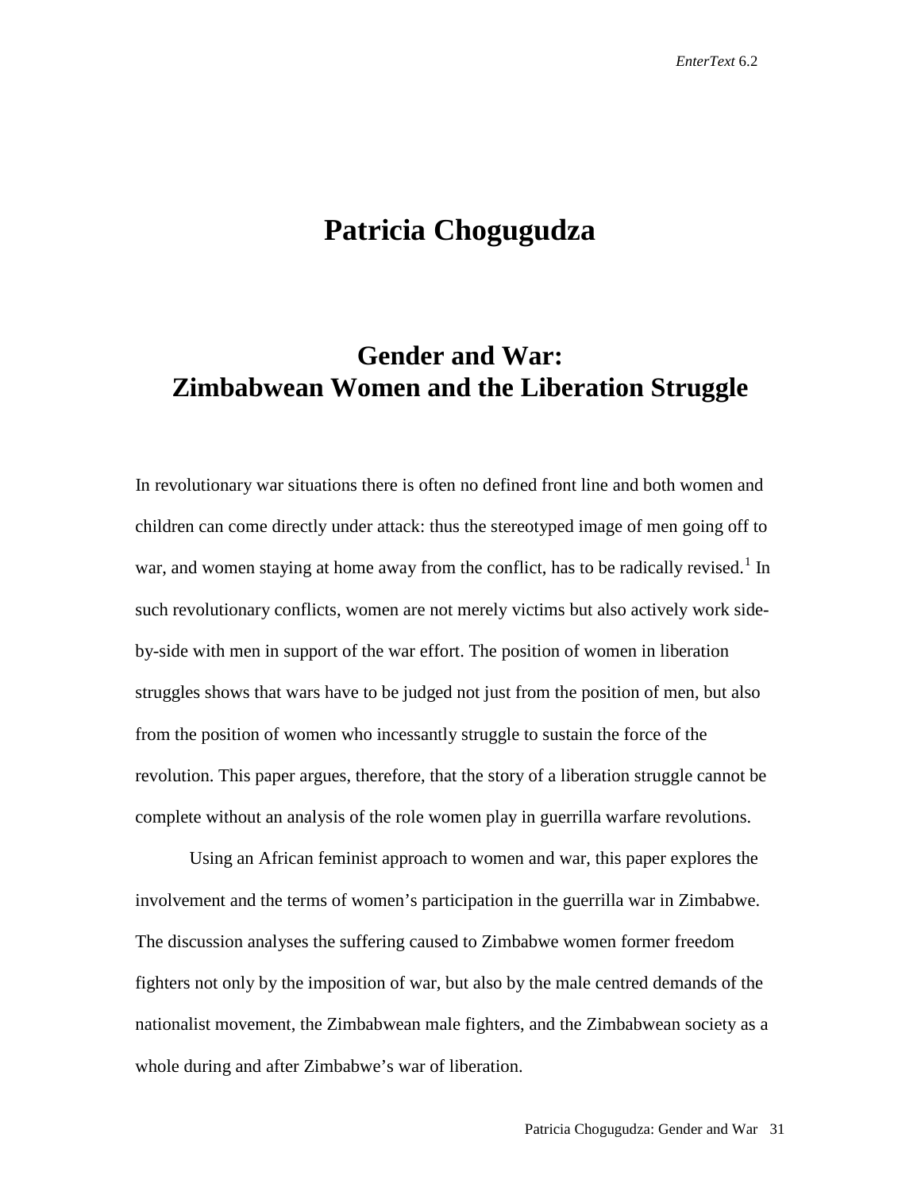# Patricia Chogugudza

## Gender and War: Zimbabwean Women and the Liberation Struggle

In revolutionary war situations there is often no defined front line and both women and children can come directly under attack: thus the stereotyped image of men going off to war, and women staying at home away from the conflict, has to be radically revised.[1] In such revolutionary conflicts, women are not merely victims but also actively work side-by-side with men in support of the war effort. The position of women in liberation struggles shows that wars have to be judged not just from the position of men, but also from the position of women who incessantly struggle to sustain the force of the revolution. This paper argues, therefore, that the story of a liberation struggle cannot be complete without an analysis of the role women play in guerrilla warfare revolutions.

Using an African feminist approach to women and war, this paper explores the involvement and the terms of women's participation in the guerrilla war in Zimbabwe. The discussion analyses the suffering caused to Zimbabwe women former freedom fighters not only by the imposition of war, but also by the male centred demands of the nationalist movement, the Zimbabwean male fighters, and the Zimbabwean society as a whole during and after Zimbabwe's war of liberation.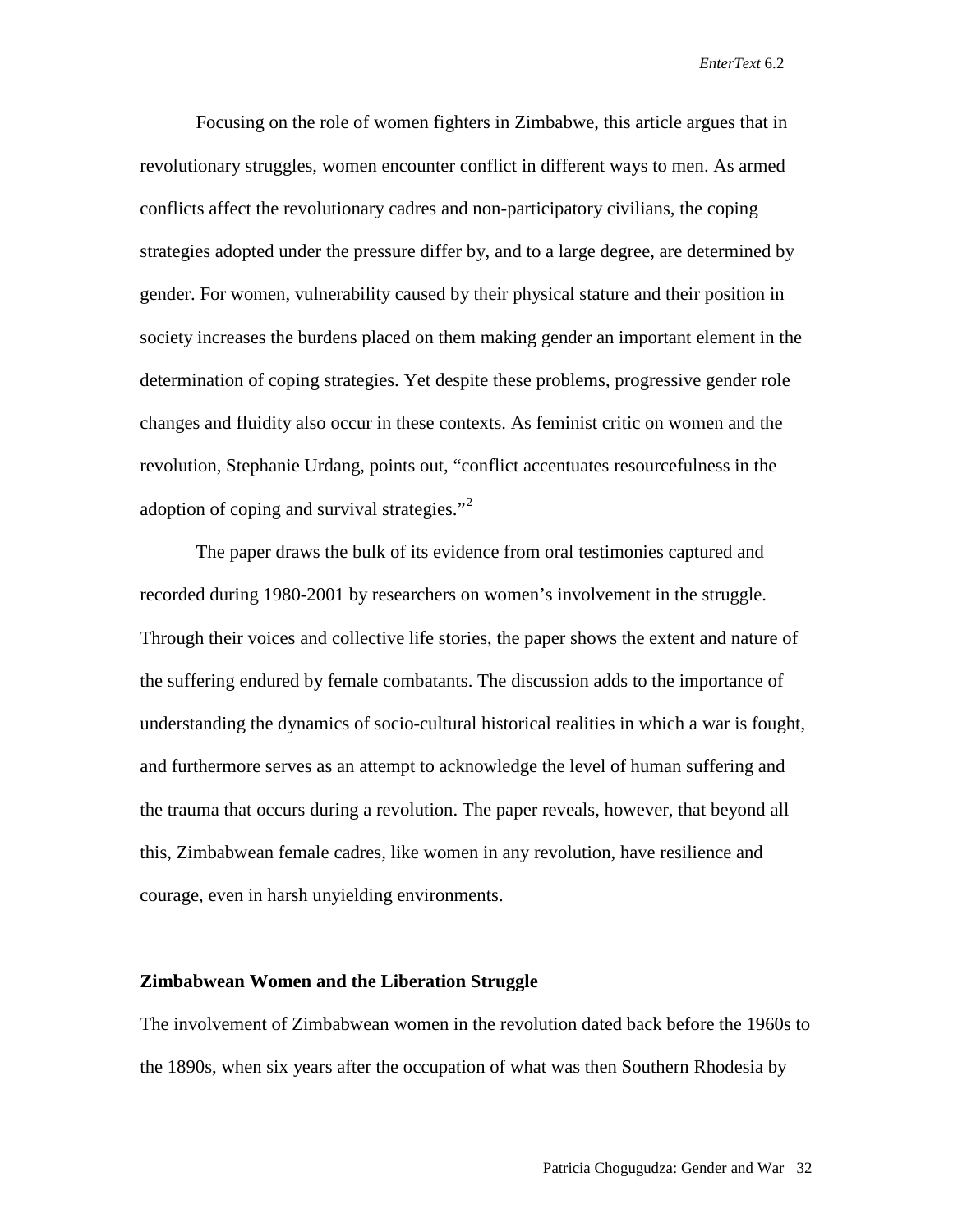Focusing on the role of women fighters in Zimbabwe, this article argues that in revolutionary struggles, women encounter conflict in different ways to men. As armed conflicts affect the revolutionary cadres and non-participatory civilians, the coping strategies adopted under the pressure differ by, and to a large degree, are determined by gender. For women, vulnerability caused by their physical stature and their position in society increases the burdens placed on them making gender an important element in the determination of coping strategies. Yet despite these problems, progressive gender role changes and fluidity also occur in these contexts. As feminist critic on women and the revolution, Stephanie Urdang, points out, "conflict accentuates resourcefulness in the adoption of coping and survival strategies."[2]

The paper draws the bulk of its evidence from oral testimonies captured and recorded during 1980-2001 by researchers on women's involvement in the struggle. Through their voices and collective life stories, the paper shows the extent and nature of the suffering endured by female combatants. The discussion adds to the importance of understanding the dynamics of socio-cultural historical realities in which a war is fought, and furthermore serves as an attempt to acknowledge the level of human suffering and the trauma that occurs during a revolution. The paper reveals, however, that beyond all this, Zimbabwean female cadres, like women in any revolution, have resilience and courage, even in harsh unyielding environments.

## Zimbabwean Women and the Liberation Struggle

The involvement of Zimbabwean women in the revolution dated back before the 1960s to the 1890s, when six years after the occupation of what was then Southern Rhodesia by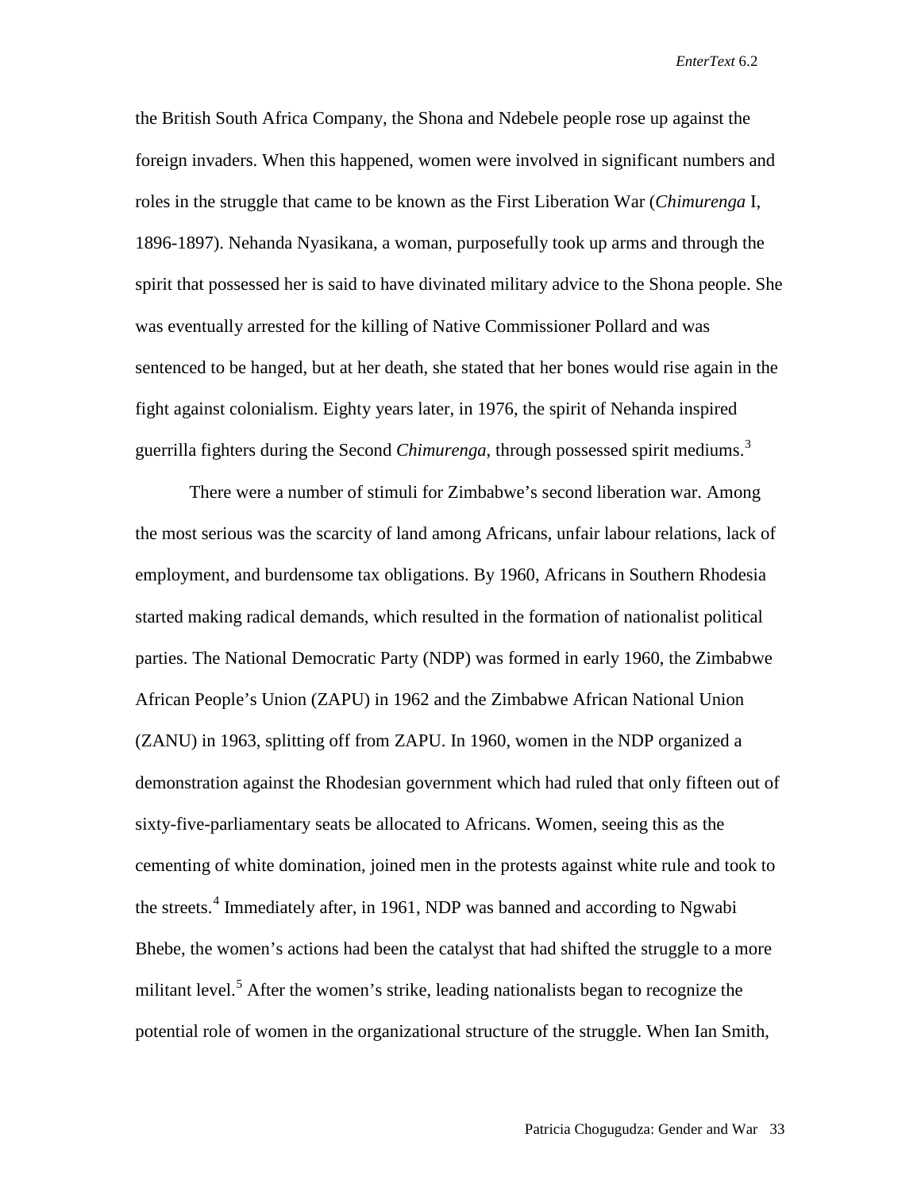the British South Africa Company, the Shona and Ndebele people rose up against the foreign invaders. When this happened, women were involved in significant numbers and roles in the struggle that came to be known as the First Liberation War (*Chimurenga* I, 1896-1897). Nehanda Nyasikana, a woman, purposefully took up arms and through the spirit that possessed her is said to have divinated military advice to the Shona people. She was eventually arrested for the killing of Native Commissioner Pollard and was sentenced to be hanged, but at her death, she stated that her bones would rise again in the fight against colonialism. Eighty years later, in 1976, the spirit of Nehanda inspired guerrilla fighters during the Second *Chimurenga*, through possessed spirit mediums.[3]

There were a number of stimuli for Zimbabwe's second liberation war. Among the most serious was the scarcity of land among Africans, unfair labour relations, lack of employment, and burdensome tax obligations. By 1960, Africans in Southern Rhodesia started making radical demands, which resulted in the formation of nationalist political parties. The National Democratic Party (NDP) was formed in early 1960, the Zimbabwe African People's Union (ZAPU) in 1962 and the Zimbabwe African National Union (ZANU) in 1963, splitting off from ZAPU. In 1960, women in the NDP organized a demonstration against the Rhodesian government which had ruled that only fifteen out of sixty-five-parliamentary seats be allocated to Africans. Women, seeing this as the cementing of white domination, joined men in the protests against white rule and took to the streets.[4] Immediately after, in 1961, NDP was banned and according to Ngwabi Bhebe, the women's actions had been the catalyst that had shifted the struggle to a more militant level.[5] After the women's strike, leading nationalists began to recognize the potential role of women in the organizational structure of the struggle. When Ian Smith,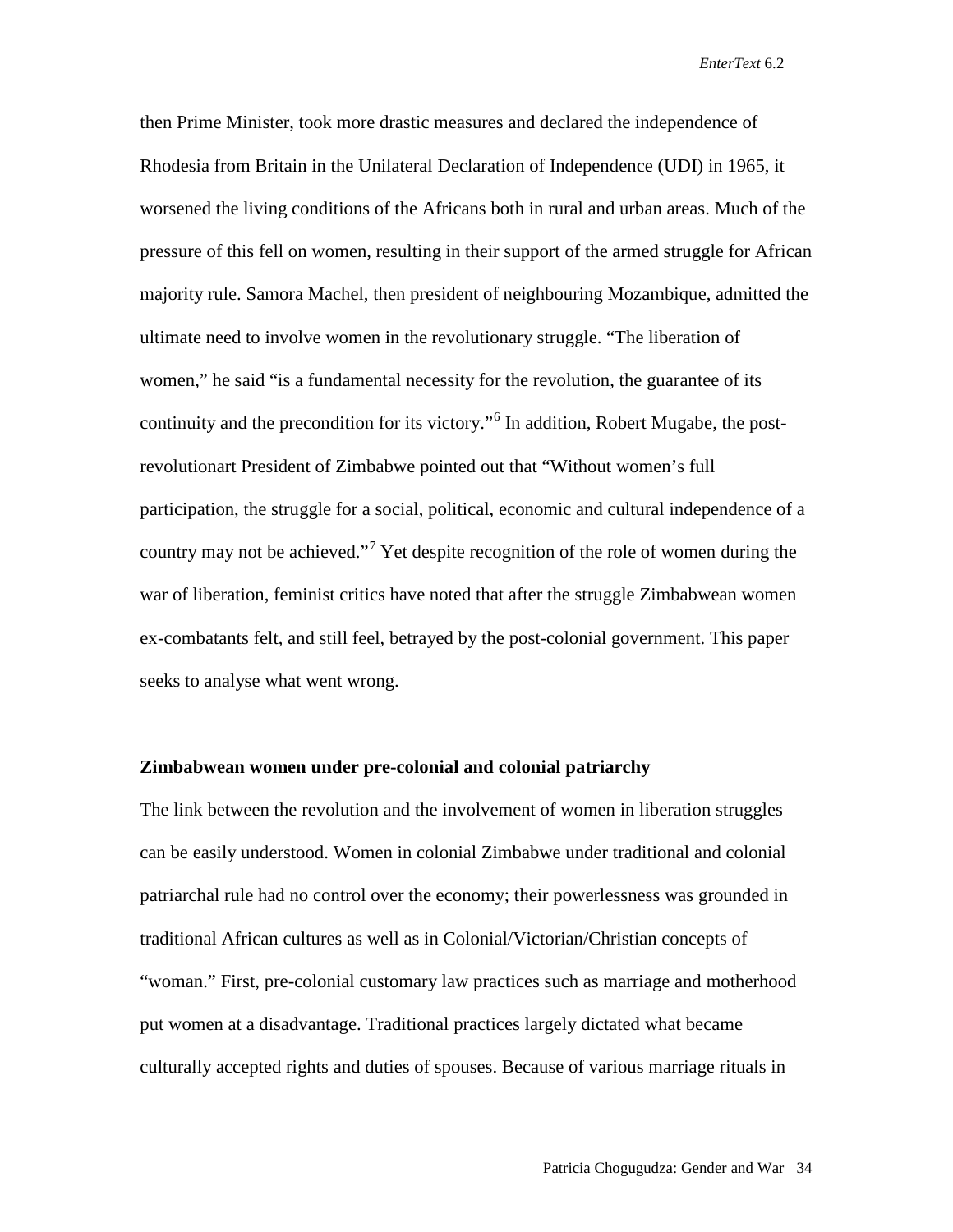then Prime Minister, took more drastic measures and declared the independence of Rhodesia from Britain in the Unilateral Declaration of Independence (UDI) in 1965, it worsened the living conditions of the Africans both in rural and urban areas. Much of the pressure of this fell on women, resulting in their support of the armed struggle for African majority rule. Samora Machel, then president of neighbouring Mozambique, admitted the ultimate need to involve women in the revolutionary struggle. "The liberation of women," he said "is a fundamental necessity for the revolution, the guarantee of its continuity and the precondition for its victory."[6] In addition, Robert Mugabe, the post-revolutionart President of Zimbabwe pointed out that "Without women's full participation, the struggle for a social, political, economic and cultural independence of a country may not be achieved."[7] Yet despite recognition of the role of women during the war of liberation, feminist critics have noted that after the struggle Zimbabwean women ex-combatants felt, and still feel, betrayed by the post-colonial government. This paper seeks to analyse what went wrong.

### Zimbabwean women under pre-colonial and colonial patriarchy

The link between the revolution and the involvement of women in liberation struggles can be easily understood. Women in colonial Zimbabwe under traditional and colonial patriarchal rule had no control over the economy; their powerlessness was grounded in traditional African cultures as well as in Colonial/Victorian/Christian concepts of "woman." First, pre-colonial customary law practices such as marriage and motherhood put women at a disadvantage. Traditional practices largely dictated what became culturally accepted rights and duties of spouses. Because of various marriage rituals in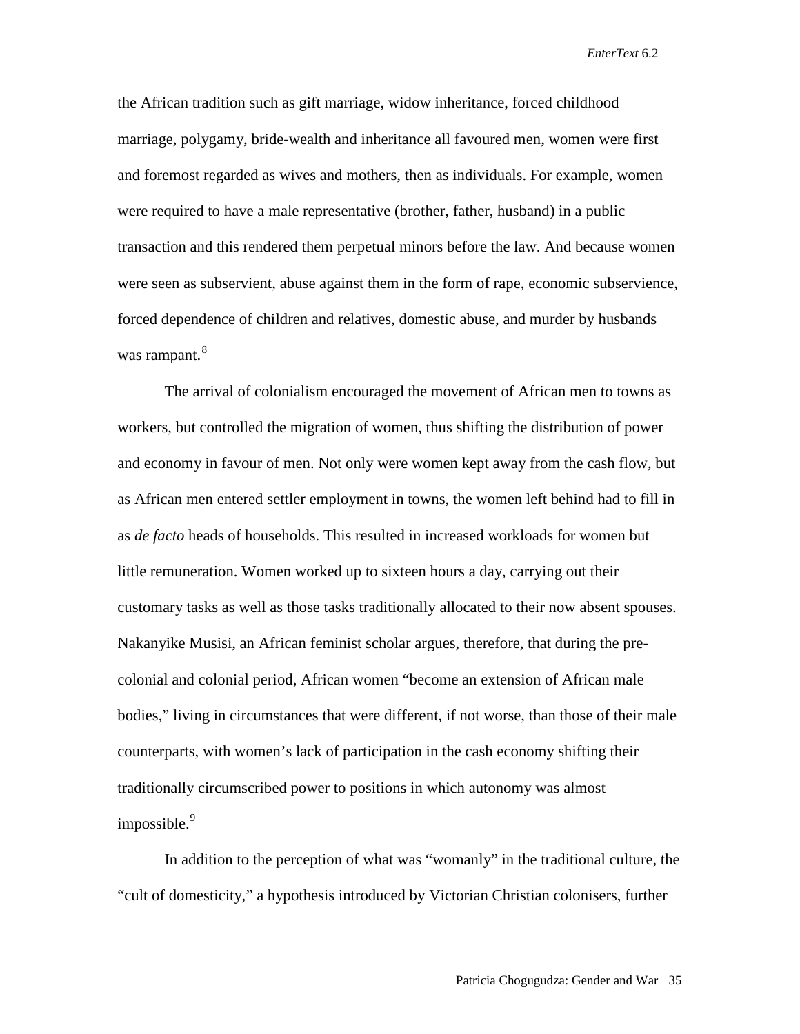the African tradition such as gift marriage, widow inheritance, forced childhood marriage, polygamy, bride-wealth and inheritance all favoured men, women were first and foremost regarded as wives and mothers, then as individuals. For example, women were required to have a male representative (brother, father, husband) in a public transaction and this rendered them perpetual minors before the law. And because women were seen as subservient, abuse against them in the form of rape, economic subservience, forced dependence of children and relatives, domestic abuse, and murder by husbands was rampant.[8]

The arrival of colonialism encouraged the movement of African men to towns as workers, but controlled the migration of women, thus shifting the distribution of power and economy in favour of men. Not only were women kept away from the cash flow, but as African men entered settler employment in towns, the women left behind had to fill in as *de facto* heads of households. This resulted in increased workloads for women but little remuneration. Women worked up to sixteen hours a day, carrying out their customary tasks as well as those tasks traditionally allocated to their now absent spouses. Nakanyike Musisi, an African feminist scholar argues, therefore, that during the pre-colonial and colonial period, African women "become an extension of African male bodies," living in circumstances that were different, if not worse, than those of their male counterparts, with women's lack of participation in the cash economy shifting their traditionally circumscribed power to positions in which autonomy was almost impossible.[9]

In addition to the perception of what was "womanly" in the traditional culture, the "cult of domesticity," a hypothesis introduced by Victorian Christian colonisers, further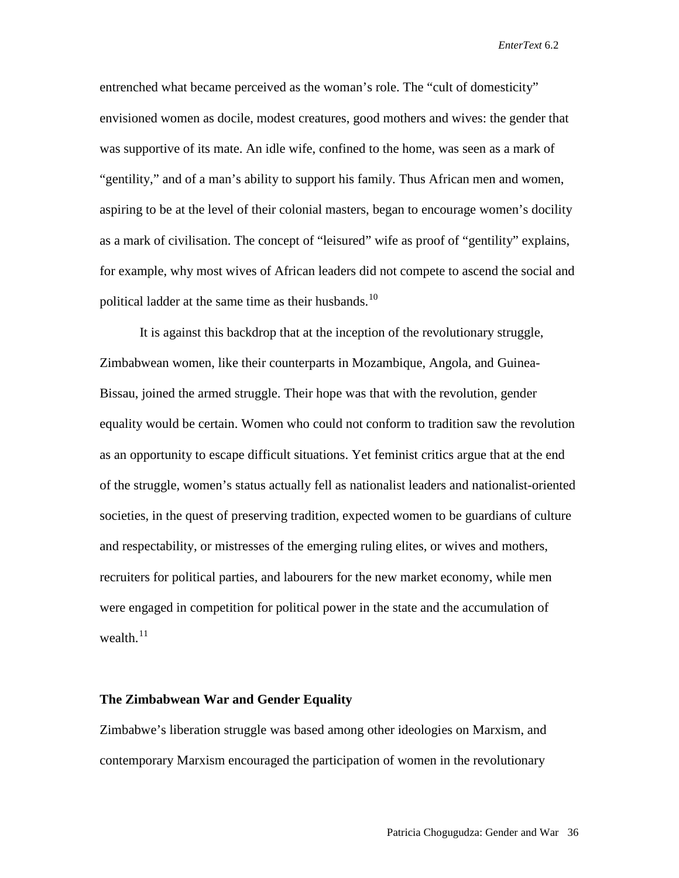entrenched what became perceived as the woman's role. The "cult of domesticity" envisioned women as docile, modest creatures, good mothers and wives: the gender that was supportive of its mate. An idle wife, confined to the home, was seen as a mark of "gentility," and of a man's ability to support his family. Thus African men and women, aspiring to be at the level of their colonial masters, began to encourage women's docility as a mark of civilisation. The concept of "leisured" wife as proof of "gentility" explains, for example, why most wives of African leaders did not compete to ascend the social and political ladder at the same time as their husbands.[10]

It is against this backdrop that at the inception of the revolutionary struggle, Zimbabwean women, like their counterparts in Mozambique, Angola, and Guinea-Bissau, joined the armed struggle. Their hope was that with the revolution, gender equality would be certain. Women who could not conform to tradition saw the revolution as an opportunity to escape difficult situations. Yet feminist critics argue that at the end of the struggle, women's status actually fell as nationalist leaders and nationalist-oriented societies, in the quest of preserving tradition, expected women to be guardians of culture and respectability, or mistresses of the emerging ruling elites, or wives and mothers, recruiters for political parties, and labourers for the new market economy, while men were engaged in competition for political power in the state and the accumulation of wealth.[11]

## The Zimbabwean War and Gender Equality

Zimbabwe's liberation struggle was based among other ideologies on Marxism, and contemporary Marxism encouraged the participation of women in the revolutionary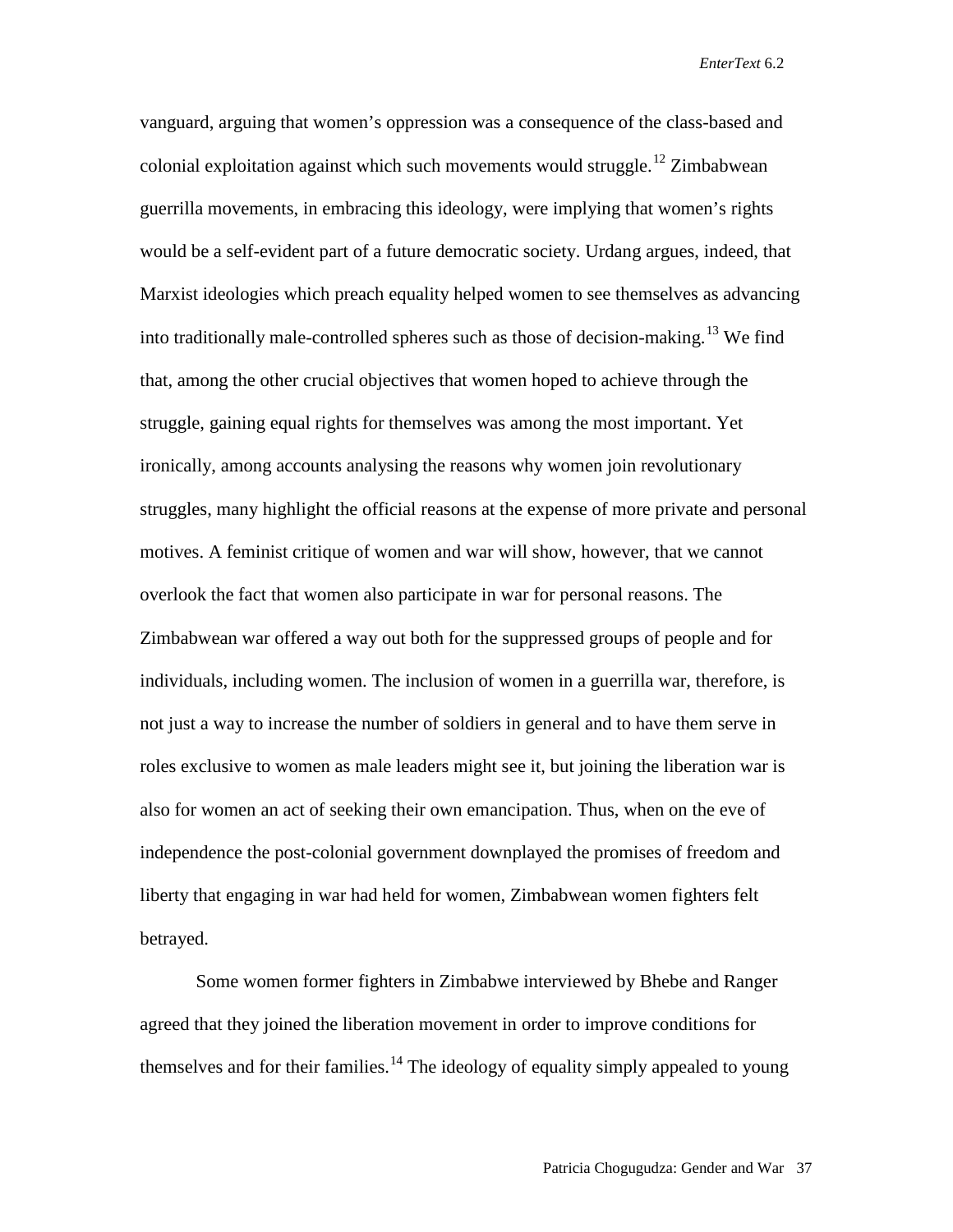vanguard, arguing that women's oppression was a consequence of the class-based and colonial exploitation against which such movements would struggle.[12] Zimbabwean guerrilla movements, in embracing this ideology, were implying that women's rights would be a self-evident part of a future democratic society. Urdang argues, indeed, that Marxist ideologies which preach equality helped women to see themselves as advancing into traditionally male-controlled spheres such as those of decision-making.[13] We find that, among the other crucial objectives that women hoped to achieve through the struggle, gaining equal rights for themselves was among the most important. Yet ironically, among accounts analysing the reasons why women join revolutionary struggles, many highlight the official reasons at the expense of more private and personal motives. A feminist critique of women and war will show, however, that we cannot overlook the fact that women also participate in war for personal reasons. The Zimbabwean war offered a way out both for the suppressed groups of people and for individuals, including women. The inclusion of women in a guerrilla war, therefore, is not just a way to increase the number of soldiers in general and to have them serve in roles exclusive to women as male leaders might see it, but joining the liberation war is also for women an act of seeking their own emancipation. Thus, when on the eve of independence the post-colonial government downplayed the promises of freedom and liberty that engaging in war had held for women, Zimbabwean women fighters felt betrayed.

Some women former fighters in Zimbabwe interviewed by Bhebe and Ranger agreed that they joined the liberation movement in order to improve conditions for themselves and for their families.[14] The ideology of equality simply appealed to young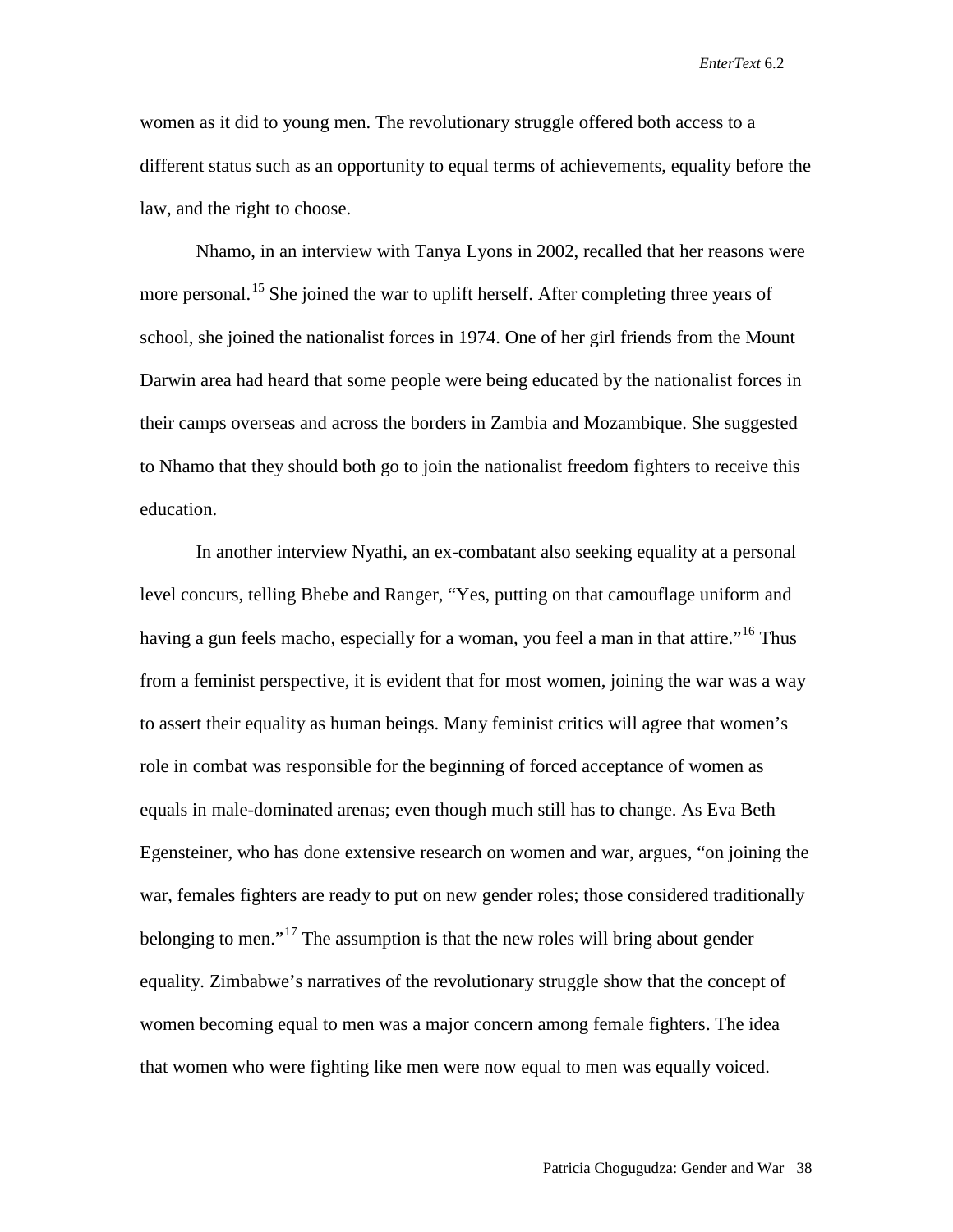women as it did to young men. The revolutionary struggle offered both access to a different status such as an opportunity to equal terms of achievements, equality before the law, and the right to choose.

Nhamo, in an interview with Tanya Lyons in 2002, recalled that her reasons were more personal.[15] She joined the war to uplift herself. After completing three years of school, she joined the nationalist forces in 1974. One of her girl friends from the Mount Darwin area had heard that some people were being educated by the nationalist forces in their camps overseas and across the borders in Zambia and Mozambique. She suggested to Nhamo that they should both go to join the nationalist freedom fighters to receive this education.

In another interview Nyathi, an ex-combatant also seeking equality at a personal level concurs, telling Bhebe and Ranger, "Yes, putting on that camouflage uniform and having a gun feels macho, especially for a woman, you feel a man in that attire."[16] Thus from a feminist perspective, it is evident that for most women, joining the war was a way to assert their equality as human beings. Many feminist critics will agree that women's role in combat was responsible for the beginning of forced acceptance of women as equals in male-dominated arenas; even though much still has to change. As Eva Beth Egensteiner, who has done extensive research on women and war, argues, "on joining the war, females fighters are ready to put on new gender roles; those considered traditionally belonging to men."[17] The assumption is that the new roles will bring about gender equality. Zimbabwe's narratives of the revolutionary struggle show that the concept of women becoming equal to men was a major concern among female fighters. The idea that women who were fighting like men were now equal to men was equally voiced.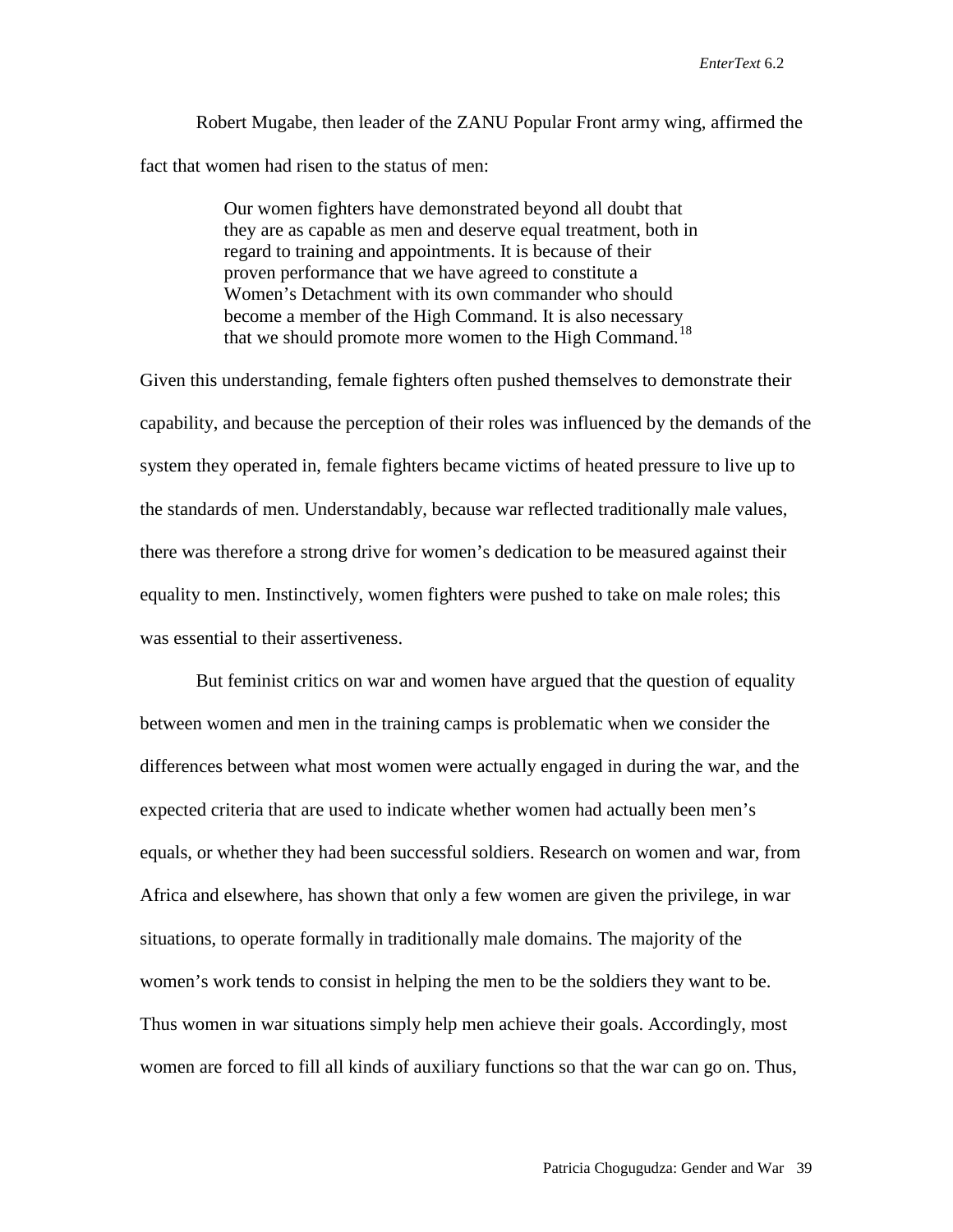Robert Mugabe, then leader of the ZANU Popular Front army wing, affirmed the fact that women had risen to the status of men:

> Our women fighters have demonstrated beyond all doubt that they are as capable as men and deserve equal treatment, both in regard to training and appointments. It is because of their proven performance that we have agreed to constitute a Women's Detachment with its own commander who should become a member of the High Command. It is also necessary that we should promote more women to the High Command.[18]

Given this understanding, female fighters often pushed themselves to demonstrate their capability, and because the perception of their roles was influenced by the demands of the system they operated in, female fighters became victims of heated pressure to live up to the standards of men. Understandably, because war reflected traditionally male values, there was therefore a strong drive for women's dedication to be measured against their equality to men. Instinctively, women fighters were pushed to take on male roles; this was essential to their assertiveness.

But feminist critics on war and women have argued that the question of equality between women and men in the training camps is problematic when we consider the differences between what most women were actually engaged in during the war, and the expected criteria that are used to indicate whether women had actually been men's equals, or whether they had been successful soldiers. Research on women and war, from Africa and elsewhere, has shown that only a few women are given the privilege, in war situations, to operate formally in traditionally male domains. The majority of the women's work tends to consist in helping the men to be the soldiers they want to be. Thus women in war situations simply help men achieve their goals. Accordingly, most women are forced to fill all kinds of auxiliary functions so that the war can go on. Thus,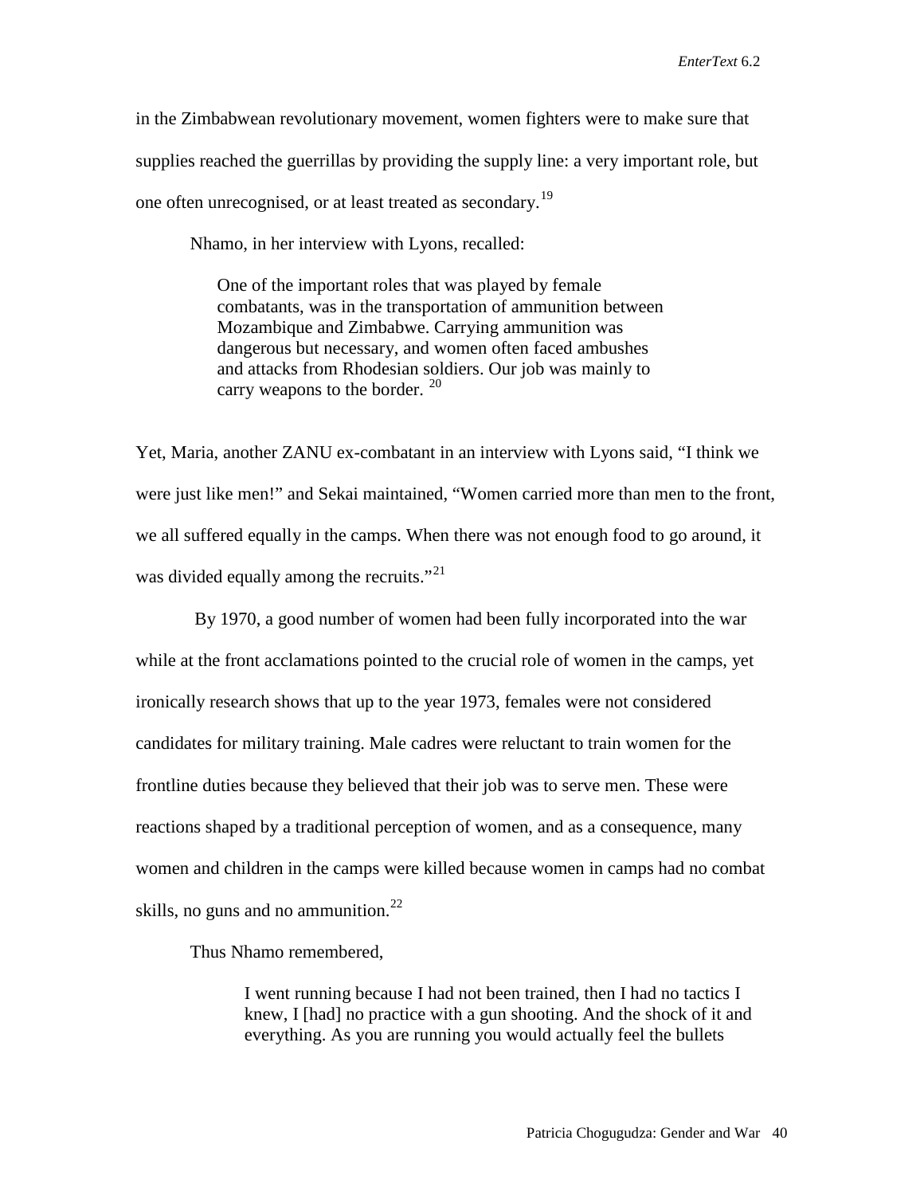in the Zimbabwean revolutionary movement, women fighters were to make sure that supplies reached the guerrillas by providing the supply line: a very important role, but one often unrecognised, or at least treated as secondary.[19]

Nhamo, in her interview with Lyons, recalled:

> One of the important roles that was played by female combatants, was in the transportation of ammunition between Mozambique and Zimbabwe. Carrying ammunition was dangerous but necessary, and women often faced ambushes and attacks from Rhodesian soldiers. Our job was mainly to carry weapons to the border. [20]

Yet, Maria, another ZANU ex-combatant in an interview with Lyons said, “I think we were just like men!” and Sekai maintained, “Women carried more than men to the front, we all suffered equally in the camps. When there was not enough food to go around, it was divided equally among the recruits.”[21]

By 1970, a good number of women had been fully incorporated into the war while at the front acclamations pointed to the crucial role of women in the camps, yet ironically research shows that up to the year 1973, females were not considered candidates for military training. Male cadres were reluctant to train women for the frontline duties because they believed that their job was to serve men. These were reactions shaped by a traditional perception of women, and as a consequence, many women and children in the camps were killed because women in camps had no combat skills, no guns and no ammunition.[22]

Thus Nhamo remembered,

> I went running because I had not been trained, then I had no tactics I knew, I [had] no practice with a gun shooting. And the shock of it and everything. As you are running you would actually feel the bullets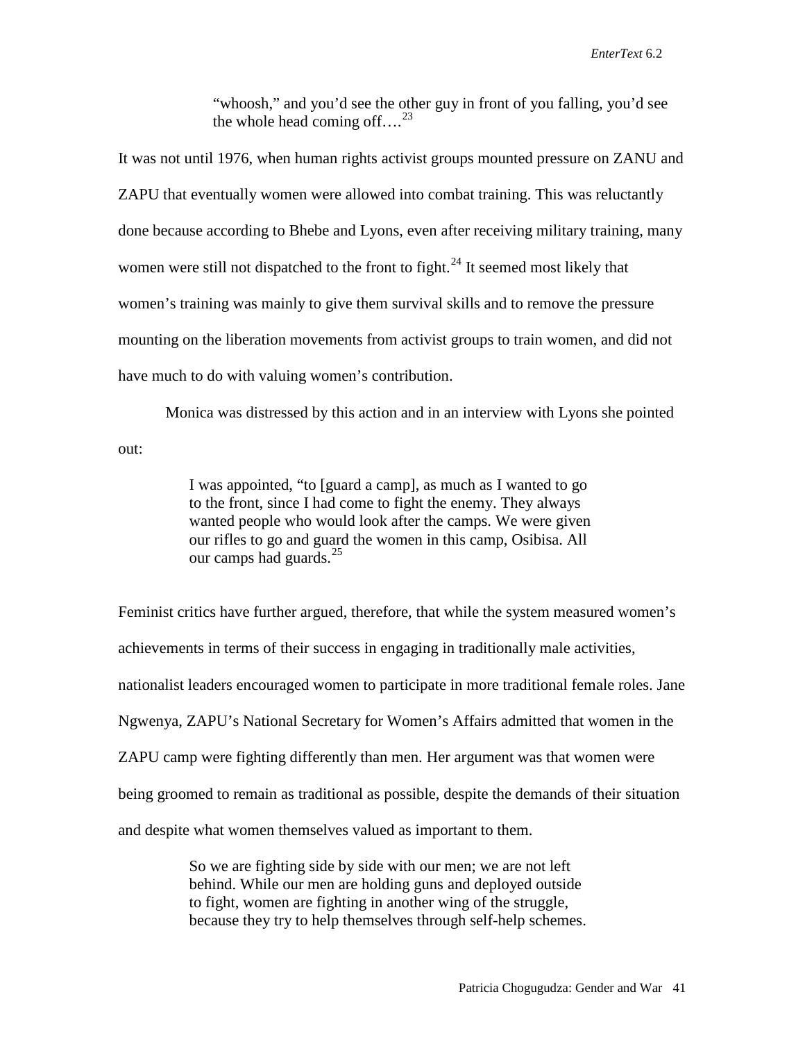> “whoosh,” and you’d see the other guy in front of you falling, you’d see the whole head coming off….[23]

It was not until 1976, when human rights activist groups mounted pressure on ZANU and ZAPU that eventually women were allowed into combat training. This was reluctantly done because according to Bhebe and Lyons, even after receiving military training, many women were still not dispatched to the front to fight.[24] It seemed most likely that women’s training was mainly to give them survival skills and to remove the pressure mounting on the liberation movements from activist groups to train women, and did not have much to do with valuing women’s contribution.

Monica was distressed by this action and in an interview with Lyons she pointed out:

> I was appointed, “to [guard a camp], as much as I wanted to go to the front, since I had come to fight the enemy. They always wanted people who would look after the camps. We were given our rifles to go and guard the women in this camp, Osibisa. All our camps had guards.[25]

Feminist critics have further argued, therefore, that while the system measured women’s achievements in terms of their success in engaging in traditionally male activities, nationalist leaders encouraged women to participate in more traditional female roles. Jane Ngwenya, ZAPU’s National Secretary for Women’s Affairs admitted that women in the ZAPU camp were fighting differently than men. Her argument was that women were being groomed to remain as traditional as possible, despite the demands of their situation and despite what women themselves valued as important to them.

> So we are fighting side by side with our men; we are not left behind. While our men are holding guns and deployed outside to fight, women are fighting in another wing of the struggle, because they try to help themselves through self-help schemes.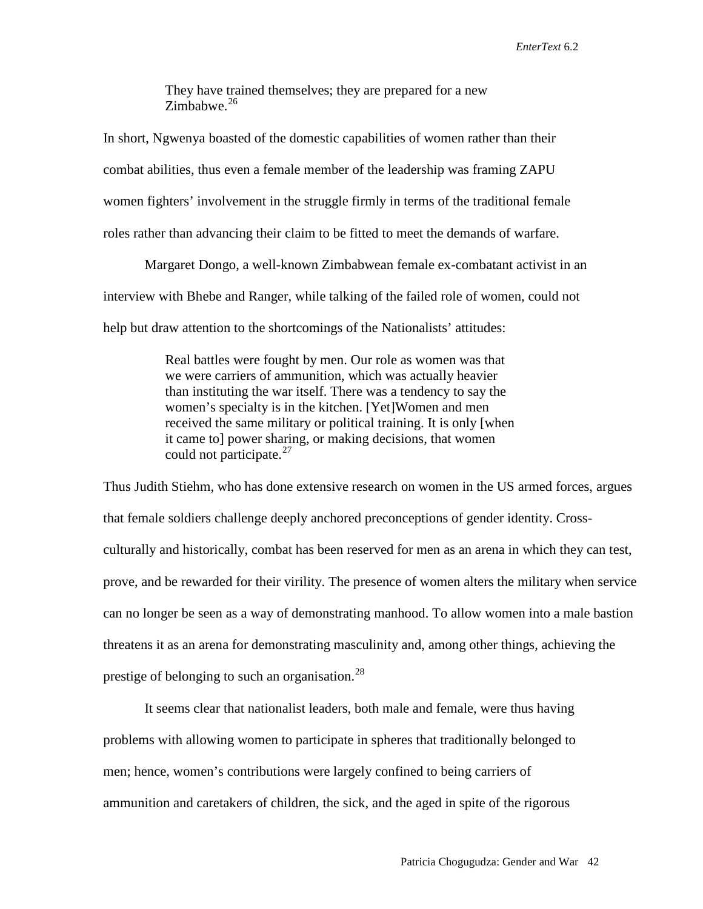> They have trained themselves; they are prepared for a new Zimbabwe.[26]

In short, Ngwenya boasted of the domestic capabilities of women rather than their combat abilities, thus even a female member of the leadership was framing ZAPU women fighters' involvement in the struggle firmly in terms of the traditional female roles rather than advancing their claim to be fitted to meet the demands of warfare.

Margaret Dongo, a well-known Zimbabwean female ex-combatant activist in an interview with Bhebe and Ranger, while talking of the failed role of women, could not help but draw attention to the shortcomings of the Nationalists' attitudes:

> Real battles were fought by men. Our role as women was that we were carriers of ammunition, which was actually heavier than instituting the war itself. There was a tendency to say the women's specialty is in the kitchen. [Yet]Women and men received the same military or political training. It is only [when it came to] power sharing, or making decisions, that women could not participate.[27]

Thus Judith Stiehm, who has done extensive research on women in the US armed forces, argues that female soldiers challenge deeply anchored preconceptions of gender identity. Cross-culturally and historically, combat has been reserved for men as an arena in which they can test, prove, and be rewarded for their virility. The presence of women alters the military when service can no longer be seen as a way of demonstrating manhood. To allow women into a male bastion threatens it as an arena for demonstrating masculinity and, among other things, achieving the prestige of belonging to such an organisation.[28]

It seems clear that nationalist leaders, both male and female, were thus having problems with allowing women to participate in spheres that traditionally belonged to men; hence, women's contributions were largely confined to being carriers of ammunition and caretakers of children, the sick, and the aged in spite of the rigorous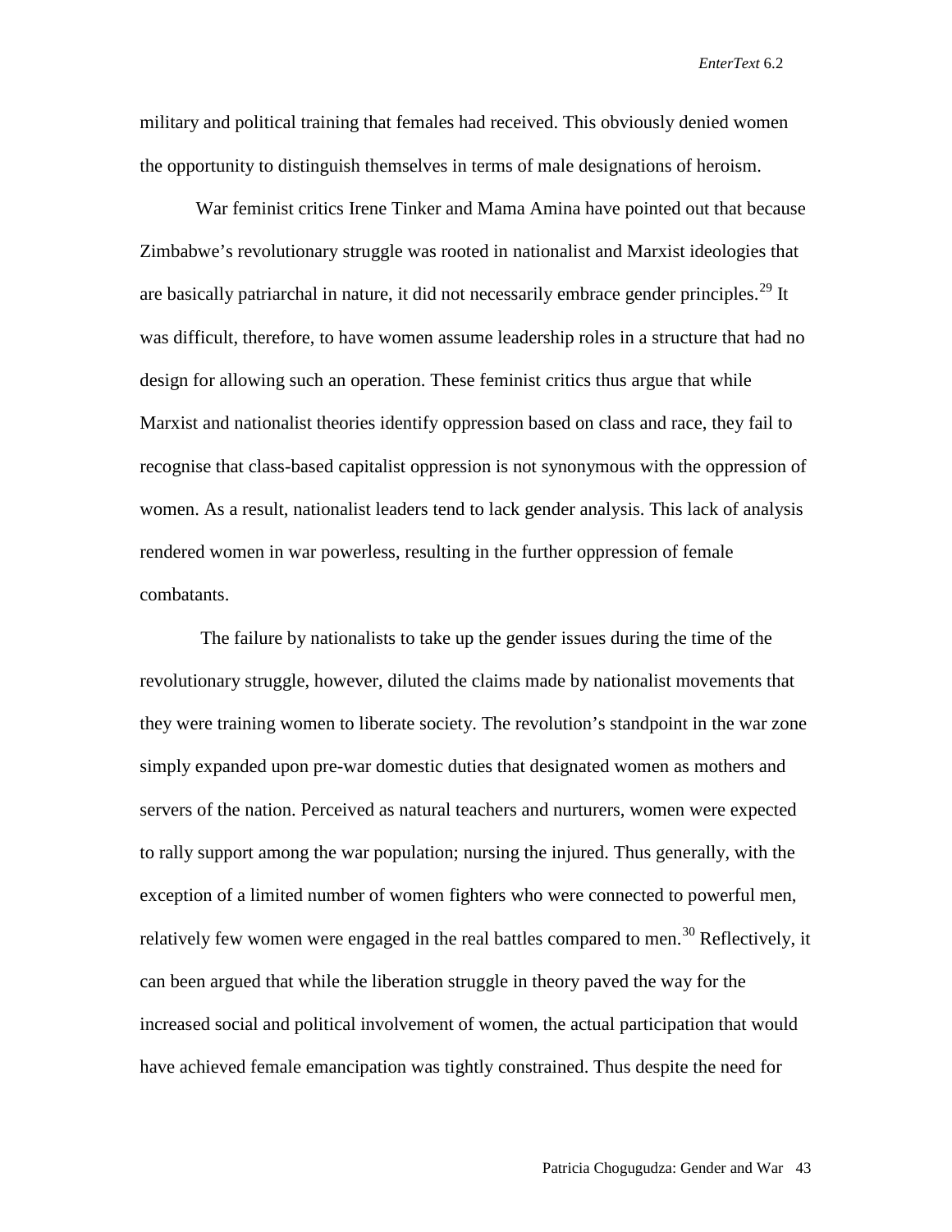military and political training that females had received. This obviously denied women the opportunity to distinguish themselves in terms of male designations of heroism.

War feminist critics Irene Tinker and Mama Amina have pointed out that because Zimbabwe's revolutionary struggle was rooted in nationalist and Marxist ideologies that are basically patriarchal in nature, it did not necessarily embrace gender principles.[29] It was difficult, therefore, to have women assume leadership roles in a structure that had no design for allowing such an operation. These feminist critics thus argue that while Marxist and nationalist theories identify oppression based on class and race, they fail to recognise that class-based capitalist oppression is not synonymous with the oppression of women. As a result, nationalist leaders tend to lack gender analysis. This lack of analysis rendered women in war powerless, resulting in the further oppression of female combatants.

The failure by nationalists to take up the gender issues during the time of the revolutionary struggle, however, diluted the claims made by nationalist movements that they were training women to liberate society. The revolution's standpoint in the war zone simply expanded upon pre-war domestic duties that designated women as mothers and servers of the nation. Perceived as natural teachers and nurturers, women were expected to rally support among the war population; nursing the injured. Thus generally, with the exception of a limited number of women fighters who were connected to powerful men, relatively few women were engaged in the real battles compared to men.[30] Reflectively, it can been argued that while the liberation struggle in theory paved the way for the increased social and political involvement of women, the actual participation that would have achieved female emancipation was tightly constrained. Thus despite the need for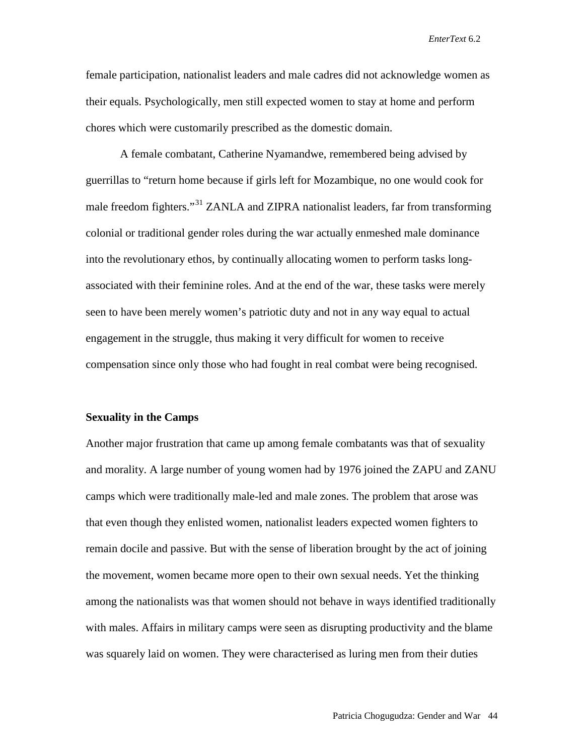female participation, nationalist leaders and male cadres did not acknowledge women as their equals. Psychologically, men still expected women to stay at home and perform chores which were customarily prescribed as the domestic domain.

A female combatant, Catherine Nyamandwe, remembered being advised by guerrillas to "return home because if girls left for Mozambique, no one would cook for male freedom fighters."[31] ZANLA and ZIPRA nationalist leaders, far from transforming colonial or traditional gender roles during the war actually enmeshed male dominance into the revolutionary ethos, by continually allocating women to perform tasks long-associated with their feminine roles. And at the end of the war, these tasks were merely seen to have been merely women's patriotic duty and not in any way equal to actual engagement in the struggle, thus making it very difficult for women to receive compensation since only those who had fought in real combat were being recognised.

**Sexuality in the Camps**

Another major frustration that came up among female combatants was that of sexuality and morality. A large number of young women had by 1976 joined the ZAPU and ZANU camps which were traditionally male-led and male zones. The problem that arose was that even though they enlisted women, nationalist leaders expected women fighters to remain docile and passive. But with the sense of liberation brought by the act of joining the movement, women became more open to their own sexual needs. Yet the thinking among the nationalists was that women should not behave in ways identified traditionally with males. Affairs in military camps were seen as disrupting productivity and the blame was squarely laid on women. They were characterised as luring men from their duties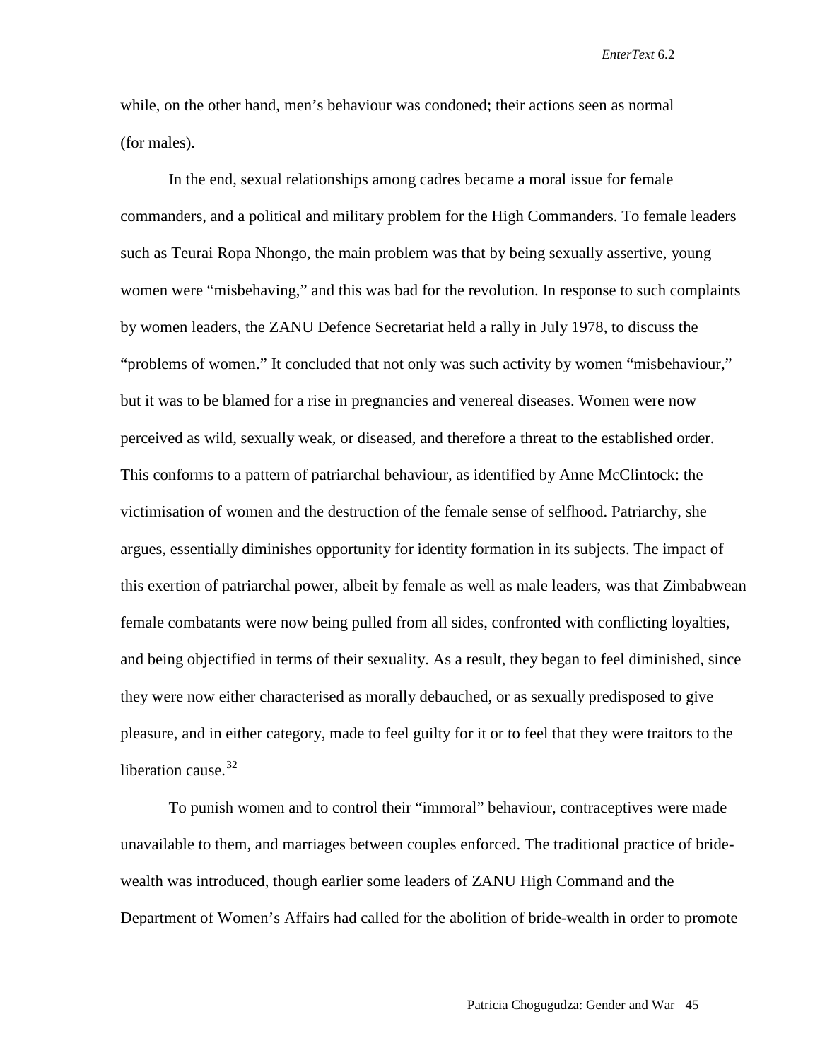while, on the other hand, men's behaviour was condoned; their actions seen as normal (for males).

In the end, sexual relationships among cadres became a moral issue for female commanders, and a political and military problem for the High Commanders. To female leaders such as Teurai Ropa Nhongo, the main problem was that by being sexually assertive, young women were "misbehaving," and this was bad for the revolution. In response to such complaints by women leaders, the ZANU Defence Secretariat held a rally in July 1978, to discuss the "problems of women." It concluded that not only was such activity by women "misbehaviour," but it was to be blamed for a rise in pregnancies and venereal diseases. Women were now perceived as wild, sexually weak, or diseased, and therefore a threat to the established order. This conforms to a pattern of patriarchal behaviour, as identified by Anne McClintock: the victimisation of women and the destruction of the female sense of selfhood. Patriarchy, she argues, essentially diminishes opportunity for identity formation in its subjects. The impact of this exertion of patriarchal power, albeit by female as well as male leaders, was that Zimbabwean female combatants were now being pulled from all sides, confronted with conflicting loyalties, and being objectified in terms of their sexuality. As a result, they began to feel diminished, since they were now either characterised as morally debauched, or as sexually predisposed to give pleasure, and in either category, made to feel guilty for it or to feel that they were traitors to the liberation cause.[32]

To punish women and to control their "immoral" behaviour, contraceptives were made unavailable to them, and marriages between couples enforced. The traditional practice of bride-wealth was introduced, though earlier some leaders of ZANU High Command and the Department of Women's Affairs had called for the abolition of bride-wealth in order to promote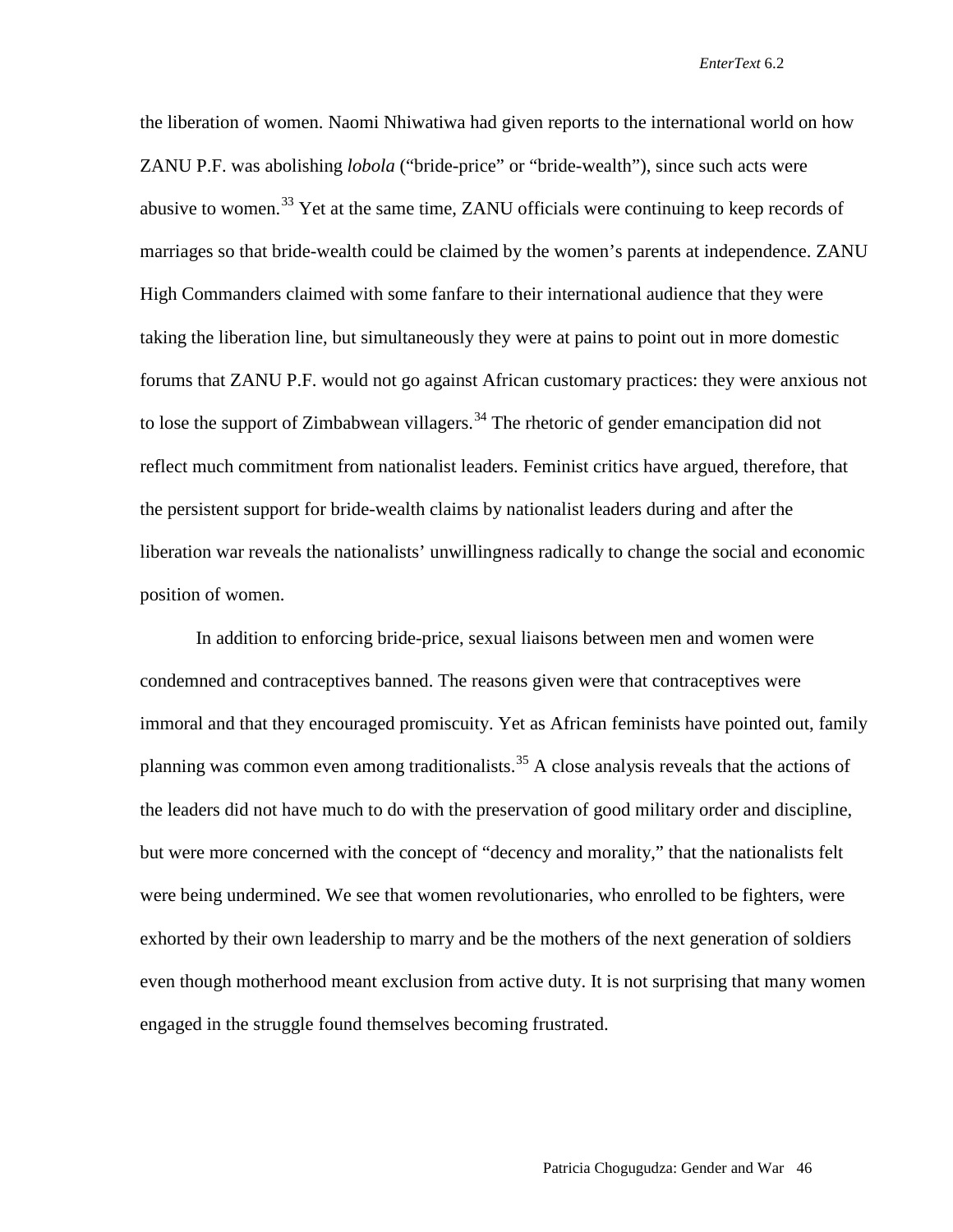the liberation of women. Naomi Nhiwatiwa had given reports to the international world on how ZANU P.F. was abolishing *lobola* ("bride-price" or "bride-wealth"), since such acts were abusive to women.[33] Yet at the same time, ZANU officials were continuing to keep records of marriages so that bride-wealth could be claimed by the women's parents at independence. ZANU High Commanders claimed with some fanfare to their international audience that they were taking the liberation line, but simultaneously they were at pains to point out in more domestic forums that ZANU P.F. would not go against African customary practices: they were anxious not to lose the support of Zimbabwean villagers.[34] The rhetoric of gender emancipation did not reflect much commitment from nationalist leaders. Feminist critics have argued, therefore, that the persistent support for bride-wealth claims by nationalist leaders during and after the liberation war reveals the nationalists' unwillingness radically to change the social and economic position of women.

In addition to enforcing bride-price, sexual liaisons between men and women were condemned and contraceptives banned. The reasons given were that contraceptives were immoral and that they encouraged promiscuity. Yet as African feminists have pointed out, family planning was common even among traditionalists.[35] A close analysis reveals that the actions of the leaders did not have much to do with the preservation of good military order and discipline, but were more concerned with the concept of "decency and morality," that the nationalists felt were being undermined. We see that women revolutionaries, who enrolled to be fighters, were exhorted by their own leadership to marry and be the mothers of the next generation of soldiers even though motherhood meant exclusion from active duty. It is not surprising that many women engaged in the struggle found themselves becoming frustrated.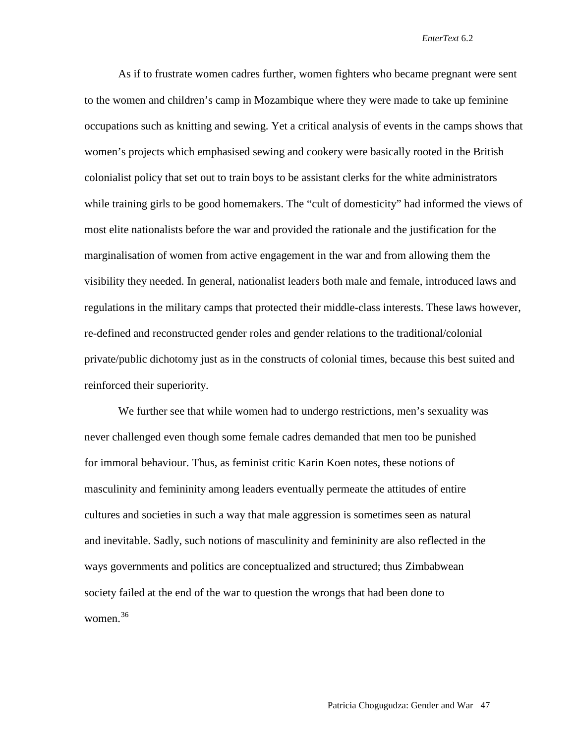As if to frustrate women cadres further, women fighters who became pregnant were sent to the women and children's camp in Mozambique where they were made to take up feminine occupations such as knitting and sewing. Yet a critical analysis of events in the camps shows that women's projects which emphasised sewing and cookery were basically rooted in the British colonialist policy that set out to train boys to be assistant clerks for the white administrators while training girls to be good homemakers. The "cult of domesticity" had informed the views of most elite nationalists before the war and provided the rationale and the justification for the marginalisation of women from active engagement in the war and from allowing them the visibility they needed. In general, nationalist leaders both male and female, introduced laws and regulations in the military camps that protected their middle-class interests. These laws however, re-defined and reconstructed gender roles and gender relations to the traditional/colonial private/public dichotomy just as in the constructs of colonial times, because this best suited and reinforced their superiority.

We further see that while women had to undergo restrictions, men's sexuality was never challenged even though some female cadres demanded that men too be punished for immoral behaviour. Thus, as feminist critic Karin Koen notes, these notions of masculinity and femininity among leaders eventually permeate the attitudes of entire cultures and societies in such a way that male aggression is sometimes seen as natural and inevitable. Sadly, such notions of masculinity and femininity are also reflected in the ways governments and politics are conceptualized and structured; thus Zimbabwean society failed at the end of the war to question the wrongs that had been done to women.[36]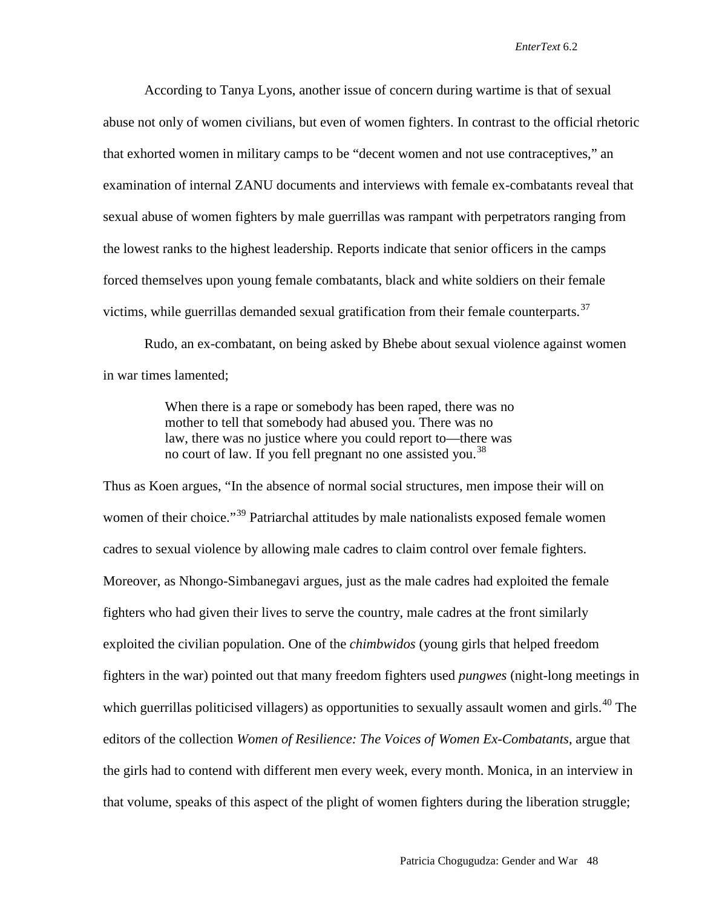According to Tanya Lyons, another issue of concern during wartime is that of sexual abuse not only of women civilians, but even of women fighters. In contrast to the official rhetoric that exhorted women in military camps to be "decent women and not use contraceptives," an examination of internal ZANU documents and interviews with female ex-combatants reveal that sexual abuse of women fighters by male guerrillas was rampant with perpetrators ranging from the lowest ranks to the highest leadership. Reports indicate that senior officers in the camps forced themselves upon young female combatants, black and white soldiers on their female victims, while guerrillas demanded sexual gratification from their female counterparts.[37]

Rudo, an ex-combatant, on being asked by Bhebe about sexual violence against women in war times lamented;

> When there is a rape or somebody has been raped, there was no mother to tell that somebody had abused you. There was no law, there was no justice where you could report to—there was no court of law. If you fell pregnant no one assisted you.[38]

Thus as Koen argues, "In the absence of normal social structures, men impose their will on women of their choice."[39] Patriarchal attitudes by male nationalists exposed female women cadres to sexual violence by allowing male cadres to claim control over female fighters. Moreover, as Nhongo-Simbanegavi argues, just as the male cadres had exploited the female fighters who had given their lives to serve the country, male cadres at the front similarly exploited the civilian population. One of the *chimbwidos* (young girls that helped freedom fighters in the war) pointed out that many freedom fighters used *pungwes* (night-long meetings in which guerrillas politicised villagers) as opportunities to sexually assault women and girls.[40] The editors of the collection *Women of Resilience: The Voices of Women Ex-Combatants*, argue that the girls had to contend with different men every week, every month. Monica, in an interview in that volume, speaks of this aspect of the plight of women fighters during the liberation struggle;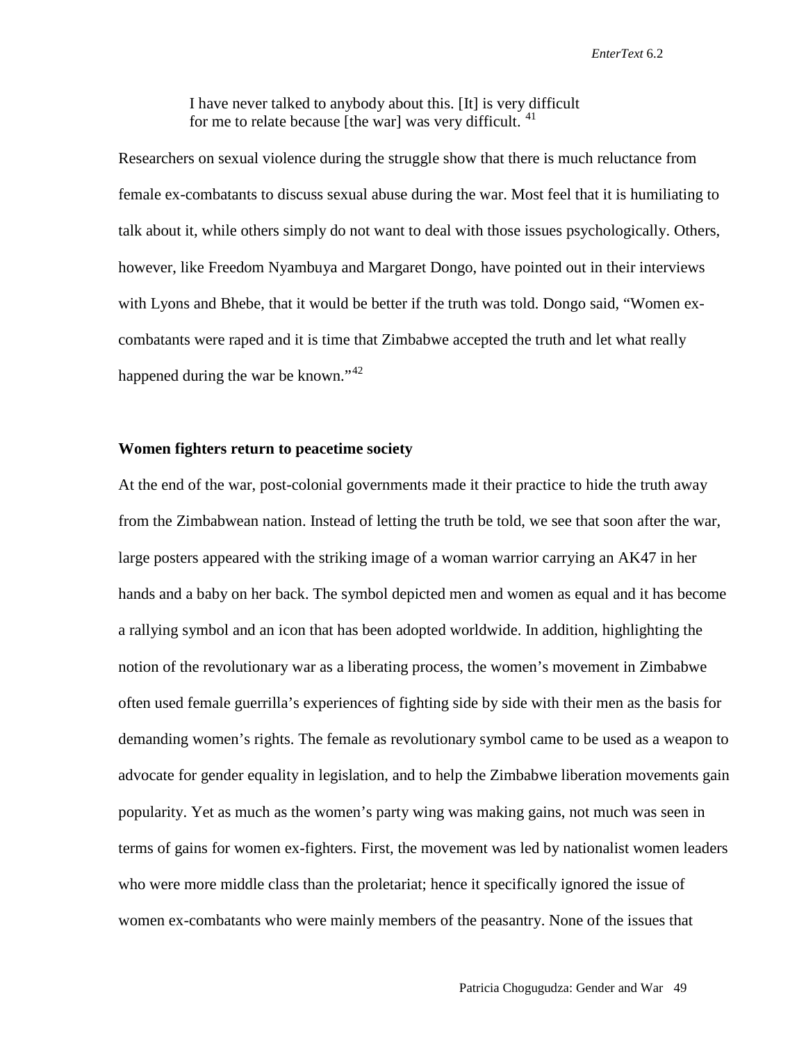> I have never talked to anybody about this. [It] is very difficult for me to relate because [the war] was very difficult. [41]

Researchers on sexual violence during the struggle show that there is much reluctance from female ex-combatants to discuss sexual abuse during the war. Most feel that it is humiliating to talk about it, while others simply do not want to deal with those issues psychologically. Others, however, like Freedom Nyambuya and Margaret Dongo, have pointed out in their interviews with Lyons and Bhebe, that it would be better if the truth was told. Dongo said, "Women ex-combatants were raped and it is time that Zimbabwe accepted the truth and let what really happened during the war be known."[42]

**Women fighters return to peacetime society**

At the end of the war, post-colonial governments made it their practice to hide the truth away from the Zimbabwean nation. Instead of letting the truth be told, we see that soon after the war, large posters appeared with the striking image of a woman warrior carrying an AK47 in her hands and a baby on her back. The symbol depicted men and women as equal and it has become a rallying symbol and an icon that has been adopted worldwide. In addition, highlighting the notion of the revolutionary war as a liberating process, the women's movement in Zimbabwe often used female guerrilla's experiences of fighting side by side with their men as the basis for demanding women's rights. The female as revolutionary symbol came to be used as a weapon to advocate for gender equality in legislation, and to help the Zimbabwe liberation movements gain popularity. Yet as much as the women's party wing was making gains, not much was seen in terms of gains for women ex-fighters. First, the movement was led by nationalist women leaders who were more middle class than the proletariat; hence it specifically ignored the issue of women ex-combatants who were mainly members of the peasantry. None of the issues that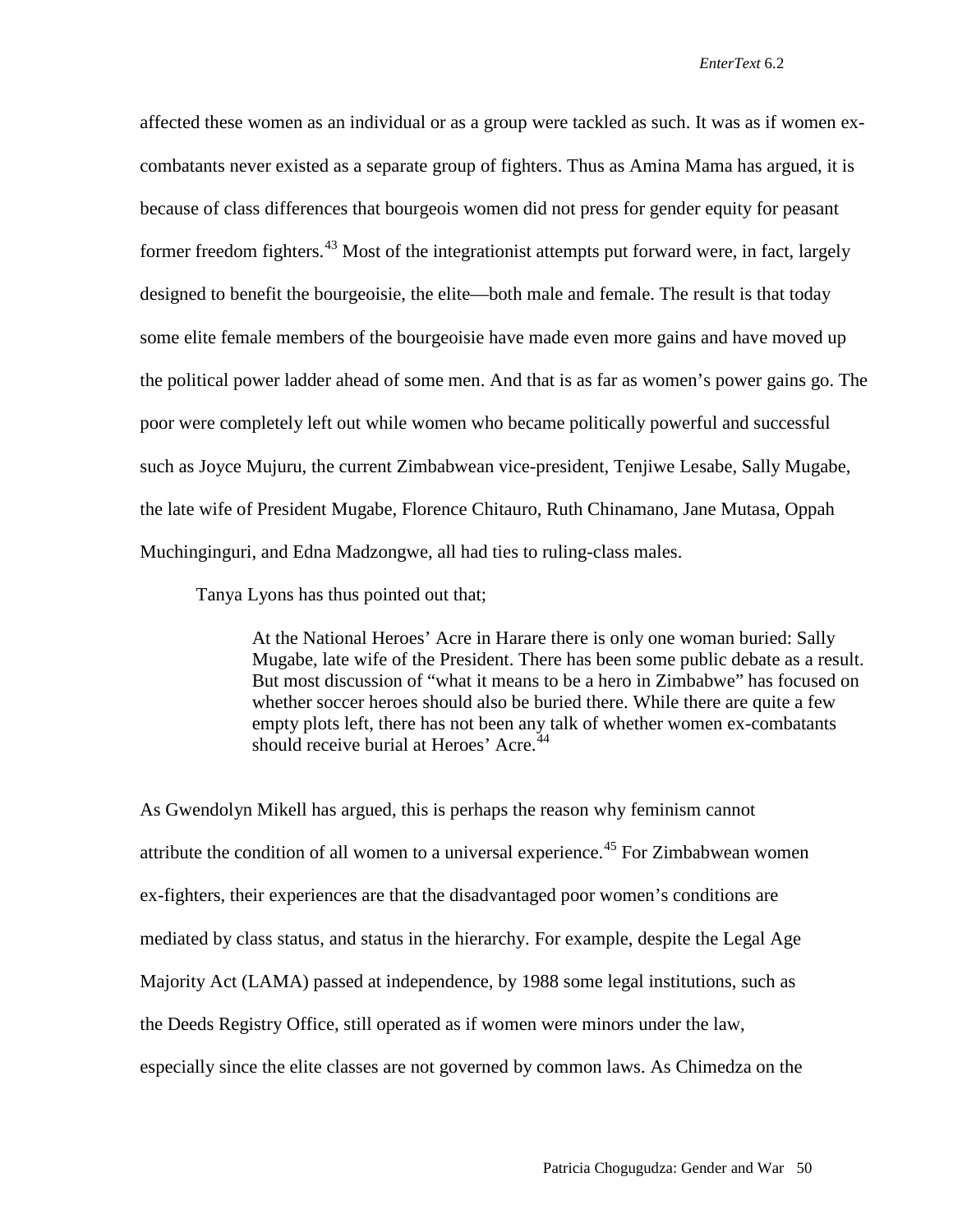affected these women as an individual or as a group were tackled as such. It was as if women ex-combatants never existed as a separate group of fighters. Thus as Amina Mama has argued, it is because of class differences that bourgeois women did not press for gender equity for peasant former freedom fighters.[43] Most of the integrationist attempts put forward were, in fact, largely designed to benefit the bourgeoisie, the elite—both male and female. The result is that today some elite female members of the bourgeoisie have made even more gains and have moved up the political power ladder ahead of some men. And that is as far as women's power gains go. The poor were completely left out while women who became politically powerful and successful such as Joyce Mujuru, the current Zimbabwean vice-president, Tenjiwe Lesabe, Sally Mugabe, the late wife of President Mugabe, Florence Chitauro, Ruth Chinamano, Jane Mutasa, Oppah Muchinginguri, and Edna Madzongwe, all had ties to ruling-class males.

Tanya Lyons has thus pointed out that;

> At the National Heroes' Acre in Harare there is only one woman buried: Sally Mugabe, late wife of the President. There has been some public debate as a result. But most discussion of "what it means to be a hero in Zimbabwe" has focused on whether soccer heroes should also be buried there. While there are quite a few empty plots left, there has not been any talk of whether women ex-combatants should receive burial at Heroes' Acre.[44]

As Gwendolyn Mikell has argued, this is perhaps the reason why feminism cannot attribute the condition of all women to a universal experience.[45] For Zimbabwean women ex-fighters, their experiences are that the disadvantaged poor women's conditions are mediated by class status, and status in the hierarchy. For example, despite the Legal Age Majority Act (LAMA) passed at independence, by 1988 some legal institutions, such as the Deeds Registry Office, still operated as if women were minors under the law, especially since the elite classes are not governed by common laws. As Chimedza on the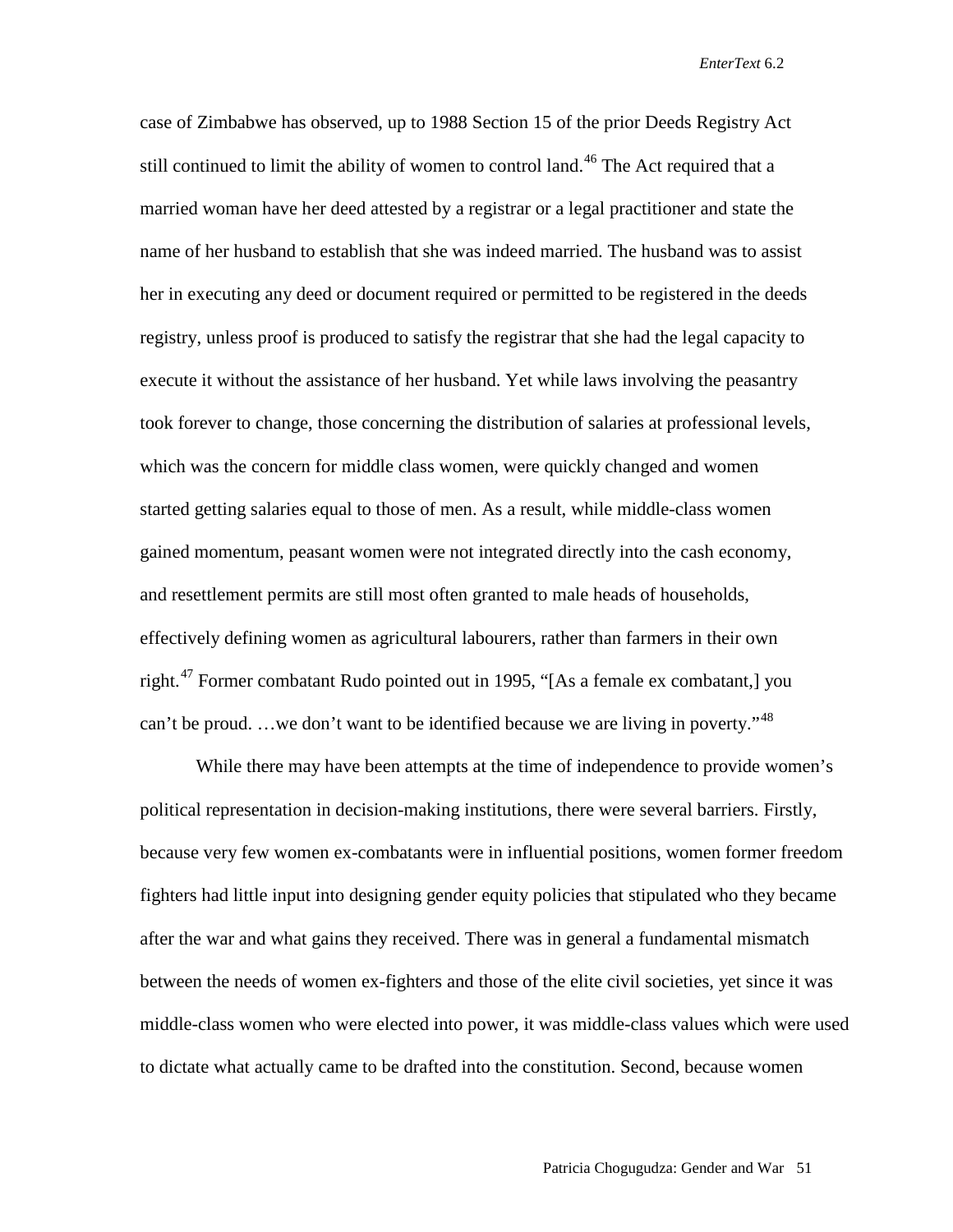case of Zimbabwe has observed, up to 1988 Section 15 of the prior Deeds Registry Act still continued to limit the ability of women to control land.[46] The Act required that a married woman have her deed attested by a registrar or a legal practitioner and state the name of her husband to establish that she was indeed married. The husband was to assist her in executing any deed or document required or permitted to be registered in the deeds registry, unless proof is produced to satisfy the registrar that she had the legal capacity to execute it without the assistance of her husband. Yet while laws involving the peasantry took forever to change, those concerning the distribution of salaries at professional levels, which was the concern for middle class women, were quickly changed and women started getting salaries equal to those of men. As a result, while middle-class women gained momentum, peasant women were not integrated directly into the cash economy, and resettlement permits are still most often granted to male heads of households, effectively defining women as agricultural labourers, rather than farmers in their own right.[47] Former combatant Rudo pointed out in 1995, "[As a female ex combatant,] you can't be proud. …we don't want to be identified because we are living in poverty."[48]

While there may have been attempts at the time of independence to provide women's political representation in decision-making institutions, there were several barriers. Firstly, because very few women ex-combatants were in influential positions, women former freedom fighters had little input into designing gender equity policies that stipulated who they became after the war and what gains they received. There was in general a fundamental mismatch between the needs of women ex-fighters and those of the elite civil societies, yet since it was middle-class women who were elected into power, it was middle-class values which were used to dictate what actually came to be drafted into the constitution. Second, because women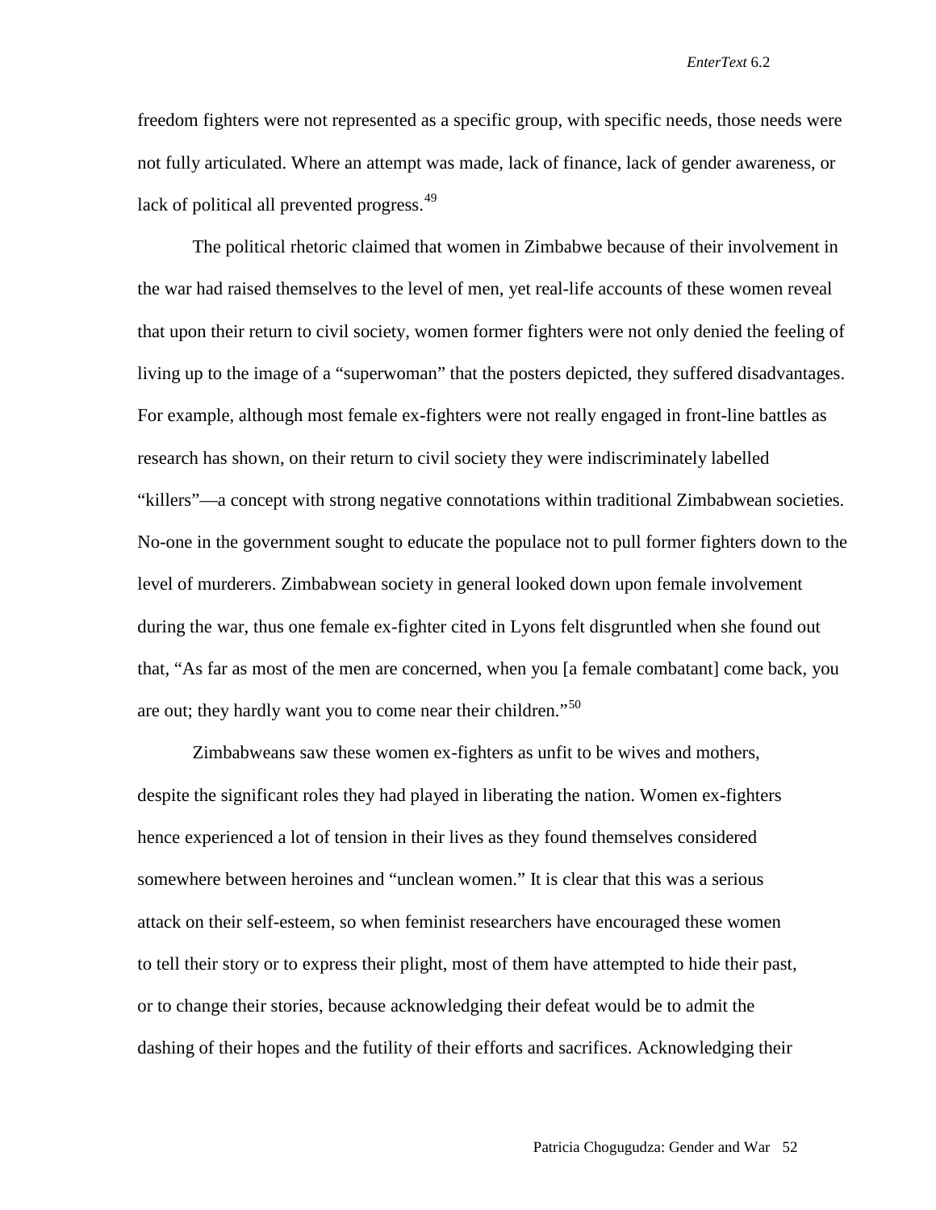freedom fighters were not represented as a specific group, with specific needs, those needs were not fully articulated. Where an attempt was made, lack of finance, lack of gender awareness, or lack of political all prevented progress.[49]

The political rhetoric claimed that women in Zimbabwe because of their involvement in the war had raised themselves to the level of men, yet real-life accounts of these women reveal that upon their return to civil society, women former fighters were not only denied the feeling of living up to the image of a "superwoman" that the posters depicted, they suffered disadvantages. For example, although most female ex-fighters were not really engaged in front-line battles as research has shown, on their return to civil society they were indiscriminately labelled "killers"—a concept with strong negative connotations within traditional Zimbabwean societies. No-one in the government sought to educate the populace not to pull former fighters down to the level of murderers. Zimbabwean society in general looked down upon female involvement during the war, thus one female ex-fighter cited in Lyons felt disgruntled when she found out that, "As far as most of the men are concerned, when you [a female combatant] come back, you are out; they hardly want you to come near their children."[50]

Zimbabweans saw these women ex-fighters as unfit to be wives and mothers, despite the significant roles they had played in liberating the nation. Women ex-fighters hence experienced a lot of tension in their lives as they found themselves considered somewhere between heroines and "unclean women." It is clear that this was a serious attack on their self-esteem, so when feminist researchers have encouraged these women to tell their story or to express their plight, most of them have attempted to hide their past, or to change their stories, because acknowledging their defeat would be to admit the dashing of their hopes and the futility of their efforts and sacrifices. Acknowledging their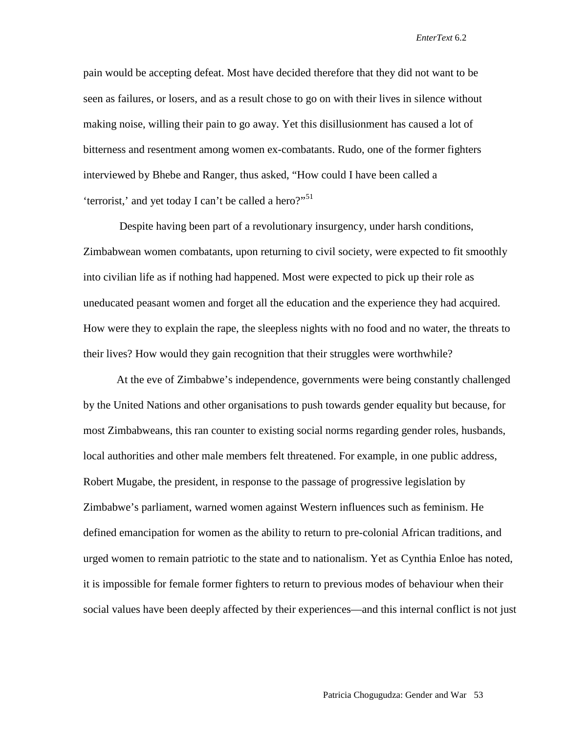pain would be accepting defeat. Most have decided therefore that they did not want to be seen as failures, or losers, and as a result chose to go on with their lives in silence without making noise, willing their pain to go away. Yet this disillusionment has caused a lot of bitterness and resentment among women ex-combatants. Rudo, one of the former fighters interviewed by Bhebe and Ranger, thus asked, "How could I have been called a 'terrorist,' and yet today I can't be called a hero?"[51]

Despite having been part of a revolutionary insurgency, under harsh conditions, Zimbabwean women combatants, upon returning to civil society, were expected to fit smoothly into civilian life as if nothing had happened. Most were expected to pick up their role as uneducated peasant women and forget all the education and the experience they had acquired. How were they to explain the rape, the sleepless nights with no food and no water, the threats to their lives? How would they gain recognition that their struggles were worthwhile?

At the eve of Zimbabwe's independence, governments were being constantly challenged by the United Nations and other organisations to push towards gender equality but because, for most Zimbabweans, this ran counter to existing social norms regarding gender roles, husbands, local authorities and other male members felt threatened. For example, in one public address, Robert Mugabe, the president, in response to the passage of progressive legislation by Zimbabwe's parliament, warned women against Western influences such as feminism. He defined emancipation for women as the ability to return to pre-colonial African traditions, and urged women to remain patriotic to the state and to nationalism. Yet as Cynthia Enloe has noted, it is impossible for female former fighters to return to previous modes of behaviour when their social values have been deeply affected by their experiences—and this internal conflict is not just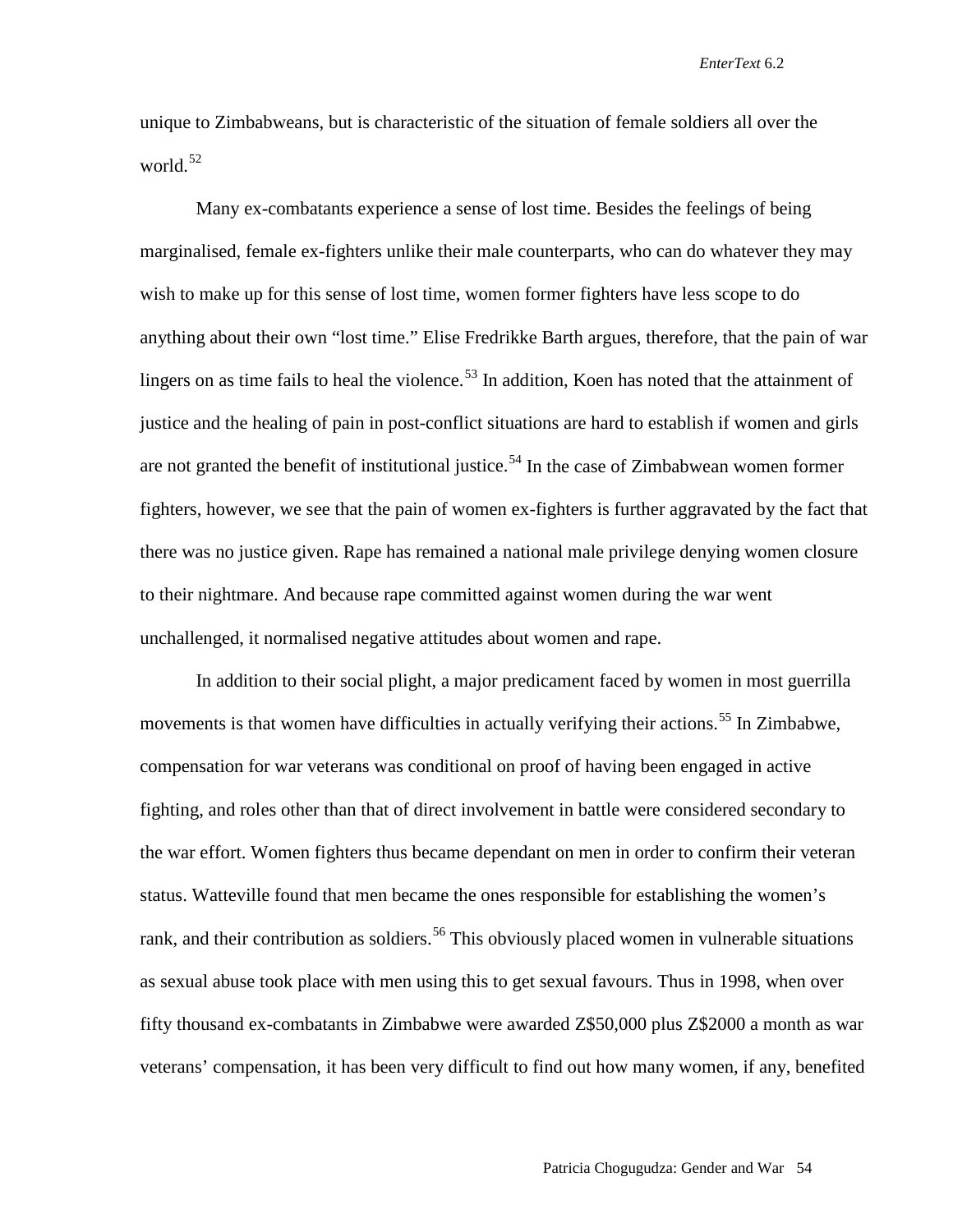unique to Zimbabweans, but is characteristic of the situation of female soldiers all over the world.[52]

Many ex-combatants experience a sense of lost time. Besides the feelings of being marginalised, female ex-fighters unlike their male counterparts, who can do whatever they may wish to make up for this sense of lost time, women former fighters have less scope to do anything about their own "lost time." Elise Fredrikke Barth argues, therefore, that the pain of war lingers on as time fails to heal the violence.[53] In addition, Koen has noted that the attainment of justice and the healing of pain in post-conflict situations are hard to establish if women and girls are not granted the benefit of institutional justice.[54] In the case of Zimbabwean women former fighters, however, we see that the pain of women ex-fighters is further aggravated by the fact that there was no justice given. Rape has remained a national male privilege denying women closure to their nightmare. And because rape committed against women during the war went unchallenged, it normalised negative attitudes about women and rape.

In addition to their social plight, a major predicament faced by women in most guerrilla movements is that women have difficulties in actually verifying their actions.[55] In Zimbabwe, compensation for war veterans was conditional on proof of having been engaged in active fighting, and roles other than that of direct involvement in battle were considered secondary to the war effort. Women fighters thus became dependant on men in order to confirm their veteran status. Watteville found that men became the ones responsible for establishing the women's rank, and their contribution as soldiers.[56] This obviously placed women in vulnerable situations as sexual abuse took place with men using this to get sexual favours. Thus in 1998, when over fifty thousand ex-combatants in Zimbabwe were awarded Z$50,000 plus Z$2000 a month as war veterans' compensation, it has been very difficult to find out how many women, if any, benefited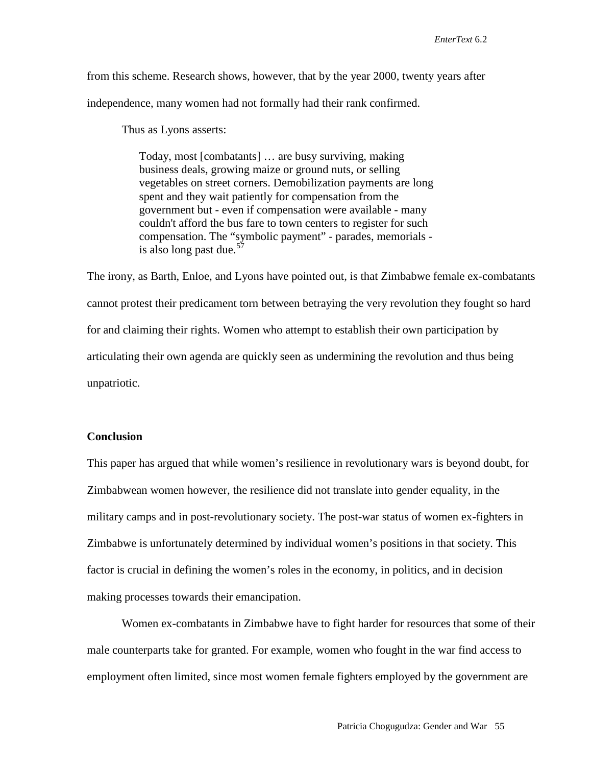from this scheme. Research shows, however, that by the year 2000, twenty years after independence, many women had not formally had their rank confirmed.

Thus as Lyons asserts:

> Today, most [combatants] … are busy surviving, making business deals, growing maize or ground nuts, or selling vegetables on street corners. Demobilization payments are long spent and they wait patiently for compensation from the government but - even if compensation were available - many couldn't afford the bus fare to town centers to register for such compensation. The "symbolic payment" - parades, memorials - is also long past due.[57]

The irony, as Barth, Enloe, and Lyons have pointed out, is that Zimbabwe female ex-combatants cannot protest their predicament torn between betraying the very revolution they fought so hard for and claiming their rights. Women who attempt to establish their own participation by articulating their own agenda are quickly seen as undermining the revolution and thus being unpatriotic.

**Conclusion**

This paper has argued that while women's resilience in revolutionary wars is beyond doubt, for Zimbabwean women however, the resilience did not translate into gender equality, in the military camps and in post-revolutionary society. The post-war status of women ex-fighters in Zimbabwe is unfortunately determined by individual women's positions in that society. This factor is crucial in defining the women's roles in the economy, in politics, and in decision making processes towards their emancipation.

Women ex-combatants in Zimbabwe have to fight harder for resources that some of their male counterparts take for granted. For example, women who fought in the war find access to employment often limited, since most women female fighters employed by the government are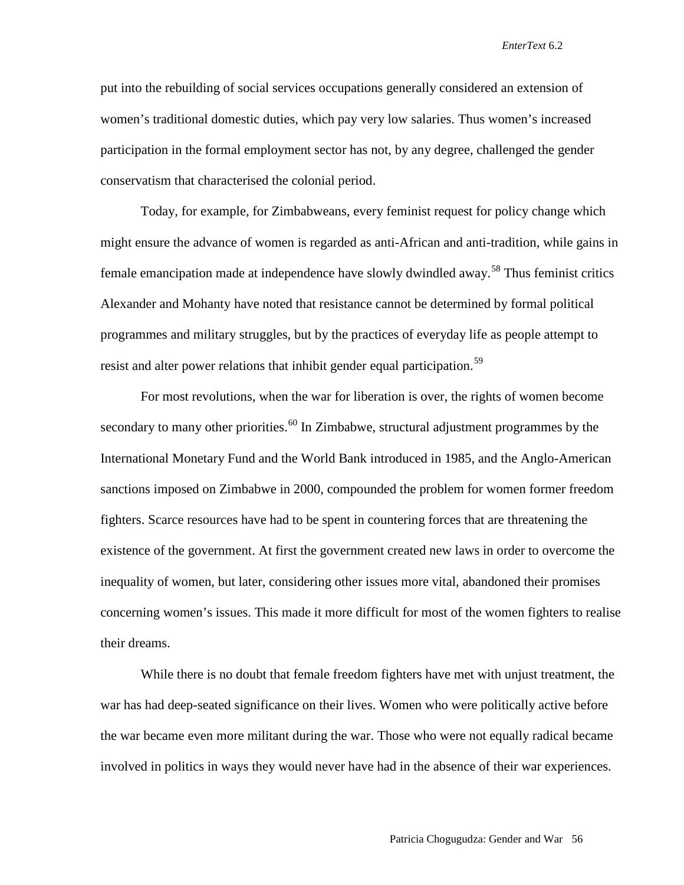put into the rebuilding of social services occupations generally considered an extension of women's traditional domestic duties, which pay very low salaries. Thus women's increased participation in the formal employment sector has not, by any degree, challenged the gender conservatism that characterised the colonial period.

Today, for example, for Zimbabweans, every feminist request for policy change which might ensure the advance of women is regarded as anti-African and anti-tradition, while gains in female emancipation made at independence have slowly dwindled away.[58] Thus feminist critics Alexander and Mohanty have noted that resistance cannot be determined by formal political programmes and military struggles, but by the practices of everyday life as people attempt to resist and alter power relations that inhibit gender equal participation.[59]

For most revolutions, when the war for liberation is over, the rights of women become secondary to many other priorities.[60] In Zimbabwe, structural adjustment programmes by the International Monetary Fund and the World Bank introduced in 1985, and the Anglo-American sanctions imposed on Zimbabwe in 2000, compounded the problem for women former freedom fighters. Scarce resources have had to be spent in countering forces that are threatening the existence of the government. At first the government created new laws in order to overcome the inequality of women, but later, considering other issues more vital, abandoned their promises concerning women's issues. This made it more difficult for most of the women fighters to realise their dreams.

While there is no doubt that female freedom fighters have met with unjust treatment, the war has had deep-seated significance on their lives. Women who were politically active before the war became even more militant during the war. Those who were not equally radical became involved in politics in ways they would never have had in the absence of their war experiences.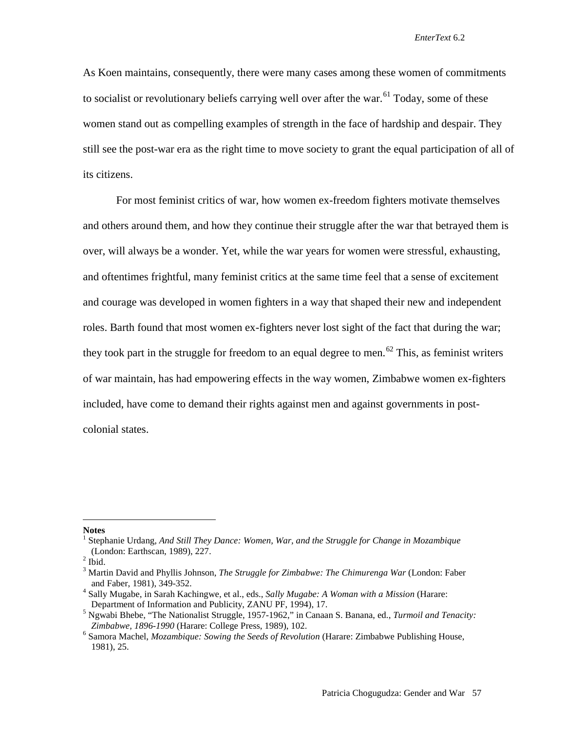As Koen maintains, consequently, there were many cases among these women of commitments to socialist or revolutionary beliefs carrying well over after the war.[61] Today, some of these women stand out as compelling examples of strength in the face of hardship and despair. They still see the post-war era as the right time to move society to grant the equal participation of all of its citizens.

For most feminist critics of war, how women ex-freedom fighters motivate themselves and others around them, and how they continue their struggle after the war that betrayed them is over, will always be a wonder. Yet, while the war years for women were stressful, exhausting, and oftentimes frightful, many feminist critics at the same time feel that a sense of excitement and courage was developed in women fighters in a way that shaped their new and independent roles. Barth found that most women ex-fighters never lost sight of the fact that during the war; they took part in the struggle for freedom to an equal degree to men.[62] This, as feminist writers of war maintain, has had empowering effects in the way women, Zimbabwe women ex-fighters included, have come to demand their rights against men and against governments in post-colonial states.

---

**Notes**

[1] Stephanie Urdang, *And Still They Dance: Women, War, and the Struggle for Change in Mozambique* (London: Earthscan, 1989), 227.

[2] Ibid.

[3] Martin David and Phyllis Johnson, *The Struggle for Zimbabwe: The Chimurenga War* (London: Faber and Faber, 1981), 349-352.

[4] Sally Mugabe, in Sarah Kachingwe, et al., eds., *Sally Mugabe: A Woman with a Mission* (Harare: Department of Information and Publicity, ZANU PF, 1994), 17.

[5] Ngwabi Bhebe, "The Nationalist Struggle, 1957-1962," in Canaan S. Banana, ed., *Turmoil and Tenacity: Zimbabwe, 1896-1990* (Harare: College Press, 1989), 102.

[6] Samora Machel, *Mozambique: Sowing the Seeds of Revolution* (Harare: Zimbabwe Publishing House, 1981), 25.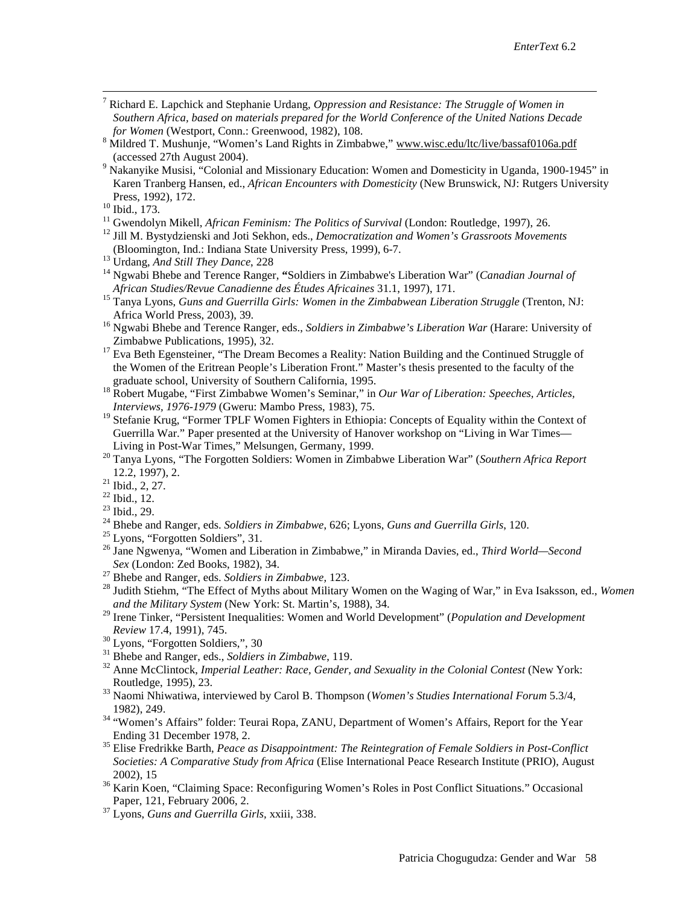[7] Richard E. Lapchick and Stephanie Urdang, *Oppression and Resistance: The Struggle of Women in Southern Africa, based on materials prepared for the World Conference of the United Nations Decade for Women* (Westport, Conn.: Greenwood, 1982), 108.

[8] Mildred T. Mushunje, "Women's Land Rights in Zimbabwe," www.wisc.edu/ltc/live/bassaf0106a.pdf (accessed 27th August 2004).

[9] Nakanyike Musisi, "Colonial and Missionary Education: Women and Domesticity in Uganda, 1900-1945" in Karen Tranberg Hansen, ed., *African Encounters with Domesticity* (New Brunswick, NJ: Rutgers University Press, 1992), 172.

[10] Ibid., 173.

[11] Gwendolyn Mikell, *African Feminism: The Politics of Survival* (London: Routledge, 1997), 26.

[12] Jill M. Bystydzienski and Joti Sekhon, eds., *Democratization and Women's Grassroots Movements* (Bloomington, Ind.: Indiana State University Press, 1999), 6-7.

[13] Urdang, *And Still They Dance*, 228

[14] Ngwabi Bhebe and Terence Ranger, **"**Soldiers in Zimbabwe's Liberation War" (*Canadian Journal of African Studies/Revue Canadienne des Études Africaines* 31.1, 1997), 171.

[15] Tanya Lyons, *Guns and Guerrilla Girls: Women in the Zimbabwean Liberation Struggle* (Trenton, NJ: Africa World Press, 2003), 39.

[16] Ngwabi Bhebe and Terence Ranger, eds., *Soldiers in Zimbabwe's Liberation War* (Harare: University of Zimbabwe Publications, 1995), 32.

[17] Eva Beth Egensteiner, "The Dream Becomes a Reality: Nation Building and the Continued Struggle of the Women of the Eritrean People's Liberation Front." Master's thesis presented to the faculty of the graduate school, University of Southern California, 1995.

[18] Robert Mugabe, "First Zimbabwe Women's Seminar," in *Our War of Liberation: Speeches, Articles, Interviews, 1976-1979* (Gweru: Mambo Press, 1983), 75.

[19] Stefanie Krug, "Former TPLF Women Fighters in Ethiopia: Concepts of Equality within the Context of Guerrilla War." Paper presented at the University of Hanover workshop on "Living in War Times—Living in Post-War Times," Melsungen, Germany, 1999.

[20] Tanya Lyons, "The Forgotten Soldiers: Women in Zimbabwe Liberation War" (*Southern Africa Report* 12.2, 1997), 2.

[21] Ibid., 2, 27.

[22] Ibid., 12.

[23] Ibid., 29.

[24] Bhebe and Ranger, eds. *Soldiers in Zimbabwe*, 626; Lyons, *Guns and Guerrilla Girls*, 120.

[25] Lyons, "Forgotten Soldiers", 31.

[26] Jane Ngwenya, "Women and Liberation in Zimbabwe," in Miranda Davies, ed., *Third World—Second Sex* (London: Zed Books, 1982), 34.

[27] Bhebe and Ranger, eds. *Soldiers in Zimbabwe,* 123.

[28] Judith Stiehm, "The Effect of Myths about Military Women on the Waging of War," in Eva Isaksson, ed., *Women and the Military System* (New York: St. Martin's, 1988), 34.

[29] Irene Tinker, "Persistent Inequalities: Women and World Development" (*Population and Development Review* 17.4, 1991), 745.

[30] Lyons, "Forgotten Soldiers,", 30

[31] Bhebe and Ranger, eds., *Soldiers in Zimbabwe*, 119.

[32] Anne McClintock, *Imperial Leather: Race, Gender, and Sexuality in the Colonial Contest* (New York: Routledge, 1995), 23.

[33] Naomi Nhiwatiwa, interviewed by Carol B. Thompson (*Women's Studies International Forum* 5.3/4, 1982), 249.

[34] "Women's Affairs" folder: Teurai Ropa, ZANU, Department of Women's Affairs, Report for the Year Ending 31 December 1978, 2.

[35] Elise Fredrikke Barth, *Peace as Disappointment: The Reintegration of Female Soldiers in Post-Conflict Societies: A Comparative Study from Africa* (Elise International Peace Research Institute (PRIO), August 2002), 15

[36] Karin Koen, "Claiming Space: Reconfiguring Women's Roles in Post Conflict Situations." Occasional Paper, 121, February 2006, 2.

[37] Lyons, *Guns and Guerrilla Girls,* xxiii, 338.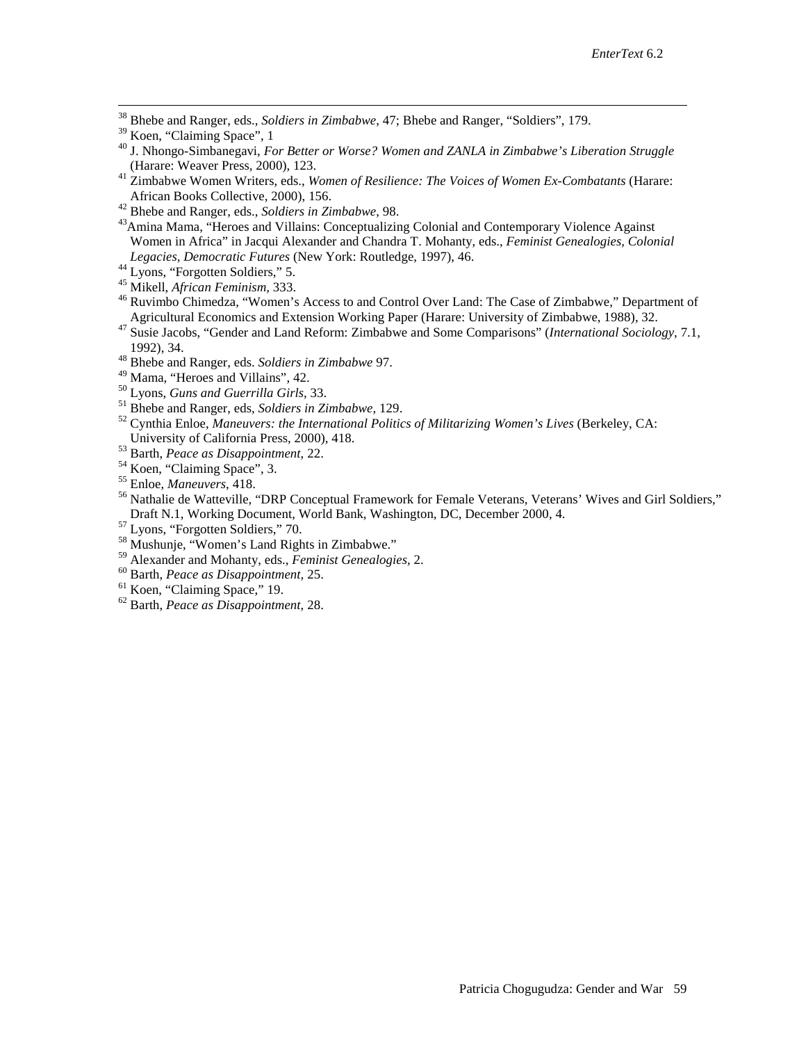[38] Bhebe and Ranger, eds., *Soldiers in Zimbabwe*, 47; Bhebe and Ranger, "Soldiers", 179.

[39] Koen, "Claiming Space", 1

[40] J. Nhongo-Simbanegavi, *For Better or Worse? Women and ZANLA in Zimbabwe's Liberation Struggle* (Harare: Weaver Press, 2000), 123.

[41] Zimbabwe Women Writers, eds., *Women of Resilience: The Voices of Women Ex-Combatants* (Harare: African Books Collective, 2000), 156.

[42] Bhebe and Ranger, eds., *Soldiers in Zimbabwe*, 98.

[43] Amina Mama, "Heroes and Villains: Conceptualizing Colonial and Contemporary Violence Against Women in Africa" in Jacqui Alexander and Chandra T. Mohanty, eds., *Feminist Genealogies, Colonial Legacies, Democratic Futures* (New York: Routledge, 1997), 46.

[44] Lyons, "Forgotten Soldiers," 5.

[45] Mikell, *African Feminism,* 333.

[46] Ruvimbo Chimedza, "Women's Access to and Control Over Land: The Case of Zimbabwe," Department of Agricultural Economics and Extension Working Paper (Harare: University of Zimbabwe, 1988), 32.

[47] Susie Jacobs, "Gender and Land Reform: Zimbabwe and Some Comparisons" (*International Sociology*, 7.1, 1992), 34.

[48] Bhebe and Ranger, eds. *Soldiers in Zimbabwe* 97.

[49] Mama, "Heroes and Villains", 42.

[50] Lyons, *Guns and Guerrilla Girls*, 33.

[51] Bhebe and Ranger, eds, *Soldiers in Zimbabwe,* 129.

[52] Cynthia Enloe, *Maneuvers: the International Politics of Militarizing Women's Lives* (Berkeley, CA: University of California Press, 2000), 418.

[53] Barth, *Peace as Disappointment*, 22.

[54] Koen, "Claiming Space", 3.

[55] Enloe, *Maneuvers*, 418.

[56] Nathalie de Watteville, "DRP Conceptual Framework for Female Veterans, Veterans' Wives and Girl Soldiers," Draft N.1, Working Document, World Bank, Washington, DC, December 2000, 4.

[57] Lyons, "Forgotten Soldiers," 70.

[58] Mushunje, "Women's Land Rights in Zimbabwe."

[59] Alexander and Mohanty, eds., *Feminist Genealogies*, 2.

[60] Barth, *Peace as Disappointment,* 25.

[61] Koen, "Claiming Space," 19.

[62] Barth, *Peace as Disappointment,* 28.